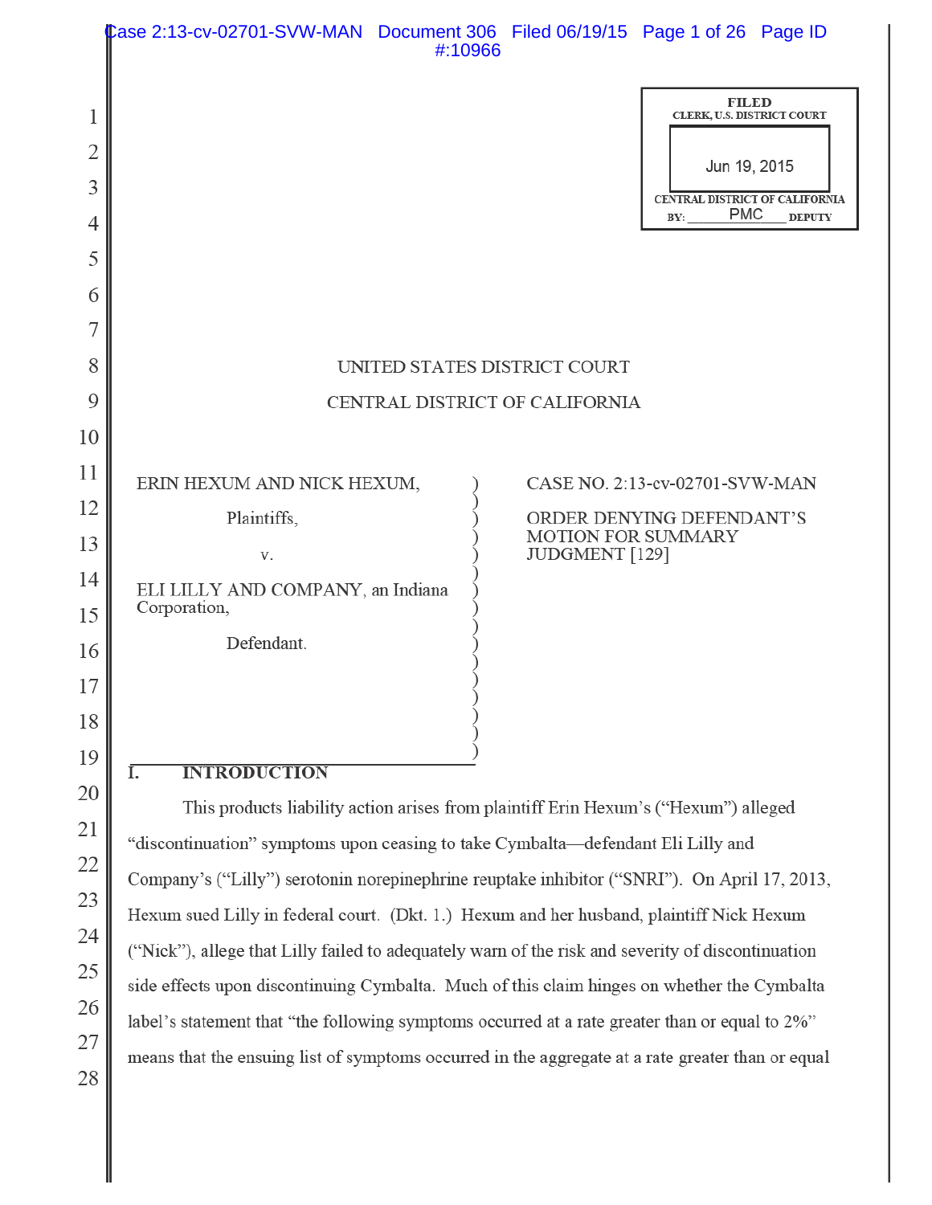FILED
CLERK, U.S. DISTRICT COURT

Jun 19, 2015

CENTRAL DISTRICT OF CALIFORNIA
BY: PMC DEPUTY

UNITED STATES DISTRICT COURT

CENTRAL DISTRICT OF CALIFORNIA

ERIN HEXUM AND NICK HEXUM,

Plaintiffs,

v.

ELI LILLY AND COMPANY, an Indiana Corporation,

Defendant.

CASE NO. 2:13-cv-02701-SVW-MAN

ORDER DENYING DEFENDANT'S MOTION FOR SUMMARY JUDGMENT [129]

## I. INTRODUCTION

This products liability action arises from plaintiff Erin Hexum's ("Hexum") alleged "discontinuation" symptoms upon ceasing to take Cymbalta—defendant Eli Lilly and Company's ("Lilly") serotonin norepinephrine reuptake inhibitor ("SNRI"). On April 17, 2013, Hexum sued Lilly in federal court. (Dkt. 1.) Hexum and her husband, plaintiff Nick Hexum ("Nick"), allege that Lilly failed to adequately warn of the risk and severity of discontinuation side effects upon discontinuing Cymbalta. Much of this claim hinges on whether the Cymbalta label's statement that "the following symptoms occurred at a rate greater than or equal to 2%" means that the ensuing list of symptoms occurred in the aggregate at a rate greater than or equal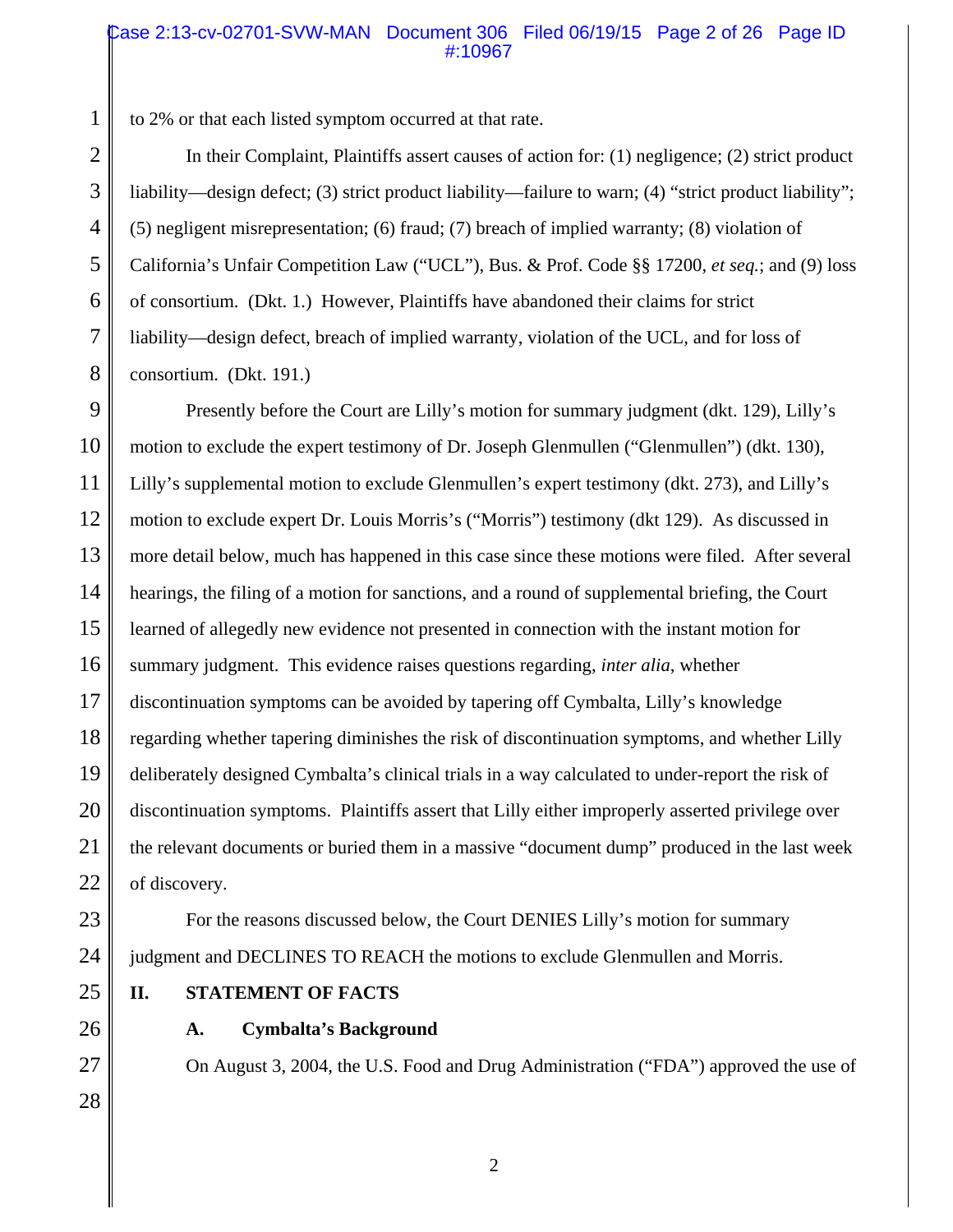to 2% or that each listed symptom occurred at that rate.

In their Complaint, Plaintiffs assert causes of action for: (1) negligence; (2) strict product liability—design defect; (3) strict product liability—failure to warn; (4) "strict product liability"; (5) negligent misrepresentation; (6) fraud; (7) breach of implied warranty; (8) violation of California's Unfair Competition Law ("UCL"), Bus. & Prof. Code §§ 17200, *et seq.*; and (9) loss of consortium. (Dkt. 1.) However, Plaintiffs have abandoned their claims for strict liability—design defect, breach of implied warranty, violation of the UCL, and for loss of consortium. (Dkt. 191.)

Presently before the Court are Lilly's motion for summary judgment (dkt. 129), Lilly's motion to exclude the expert testimony of Dr. Joseph Glenmullen ("Glenmullen") (dkt. 130), Lilly's supplemental motion to exclude Glenmullen's expert testimony (dkt. 273), and Lilly's motion to exclude expert Dr. Louis Morris's ("Morris") testimony (dkt 129). As discussed in more detail below, much has happened in this case since these motions were filed. After several hearings, the filing of a motion for sanctions, and a round of supplemental briefing, the Court learned of allegedly new evidence not presented in connection with the instant motion for summary judgment. This evidence raises questions regarding, *inter alia*, whether discontinuation symptoms can be avoided by tapering off Cymbalta, Lilly's knowledge regarding whether tapering diminishes the risk of discontinuation symptoms, and whether Lilly deliberately designed Cymbalta's clinical trials in a way calculated to under-report the risk of discontinuation symptoms. Plaintiffs assert that Lilly either improperly asserted privilege over the relevant documents or buried them in a massive "document dump" produced in the last week of discovery.

For the reasons discussed below, the Court DENIES Lilly's motion for summary judgment and DECLINES TO REACH the motions to exclude Glenmullen and Morris.

## II. STATEMENT OF FACTS

### A. Cymbalta's Background

On August 3, 2004, the U.S. Food and Drug Administration ("FDA") approved the use of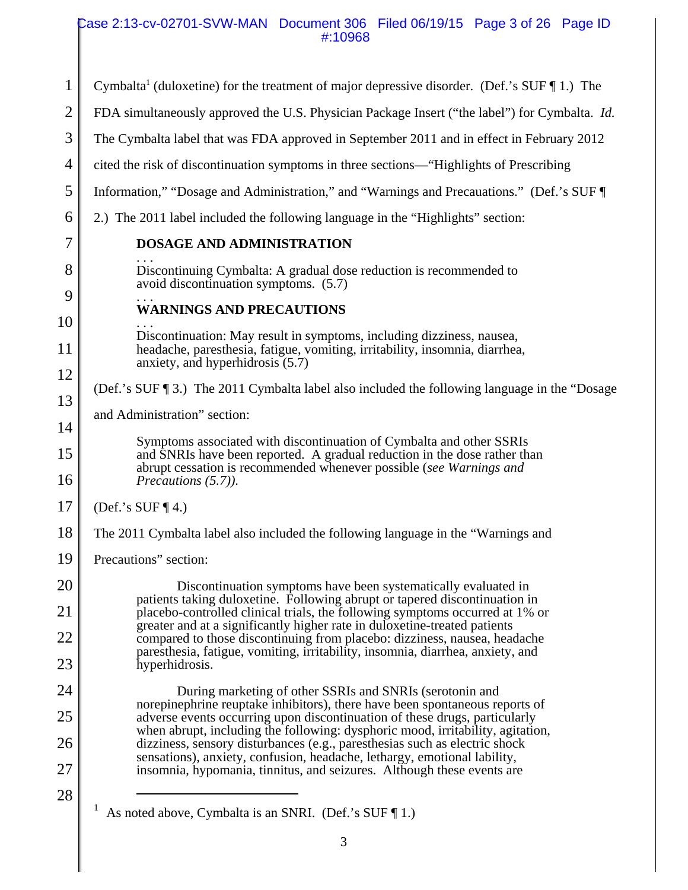Cymbalta[1] (duloxetine) for the treatment of major depressive disorder. (Def.'s SUF ¶ 1.) The FDA simultaneously approved the U.S. Physician Package Insert ("the label") for Cymbalta. *Id.* The Cymbalta label that was FDA approved in September 2011 and in effect in February 2012 cited the risk of discontinuation symptoms in three sections—"Highlights of Prescribing Information," "Dosage and Administration," and "Warnings and Precauations." (Def.'s SUF ¶ 2.) The 2011 label included the following language in the "Highlights" section:

> **DOSAGE AND ADMINISTRATION**
>
> . . .
>
> Discontinuing Cymbalta: A gradual dose reduction is recommended to avoid discontinuation symptoms. (5.7)
>
> . . .
>
> **WARNINGS AND PRECAUTIONS**
>
> . . .
>
> Discontinuation: May result in symptoms, including dizziness, nausea, headache, paresthesia, fatigue, vomiting, irritability, insomnia, diarrhea, anxiety, and hyperhidrosis (5.7)

(Def.'s SUF ¶ 3.) The 2011 Cymbalta label also included the following language in the "Dosage and Administration" section:

> Symptoms associated with discontinuation of Cymbalta and other SSRIs and SNRIs have been reported. A gradual reduction in the dose rather than abrupt cessation is recommended whenever possible (*see Warnings and Precautions (5.7)).*

(Def.'s SUF ¶ 4.)

The 2011 Cymbalta label also included the following language in the "Warnings and Precautions" section:

> Discontinuation symptoms have been systematically evaluated in patients taking duloxetine. Following abrupt or tapered discontinuation in placebo-controlled clinical trials, the following symptoms occurred at 1% or greater and at a significantly higher rate in duloxetine-treated patients compared to those discontinuing from placebo: dizziness, nausea, headache paresthesia, fatigue, vomiting, irritability, insomnia, diarrhea, anxiety, and hyperhidrosis.
>
> During marketing of other SSRIs and SNRIs (serotonin and norepinephrine reuptake inhibitors), there have been spontaneous reports of adverse events occurring upon discontinuation of these drugs, particularly when abrupt, including the following: dysphoric mood, irritability, agitation, dizziness, sensory disturbances (e.g., paresthesias such as electric shock sensations), anxiety, confusion, headache, lethargy, emotional lability, insomnia, hypomania, tinnitus, and seizures. Although these events are

---

[1] As noted above, Cymbalta is an SNRI. (Def.'s SUF ¶ 1.)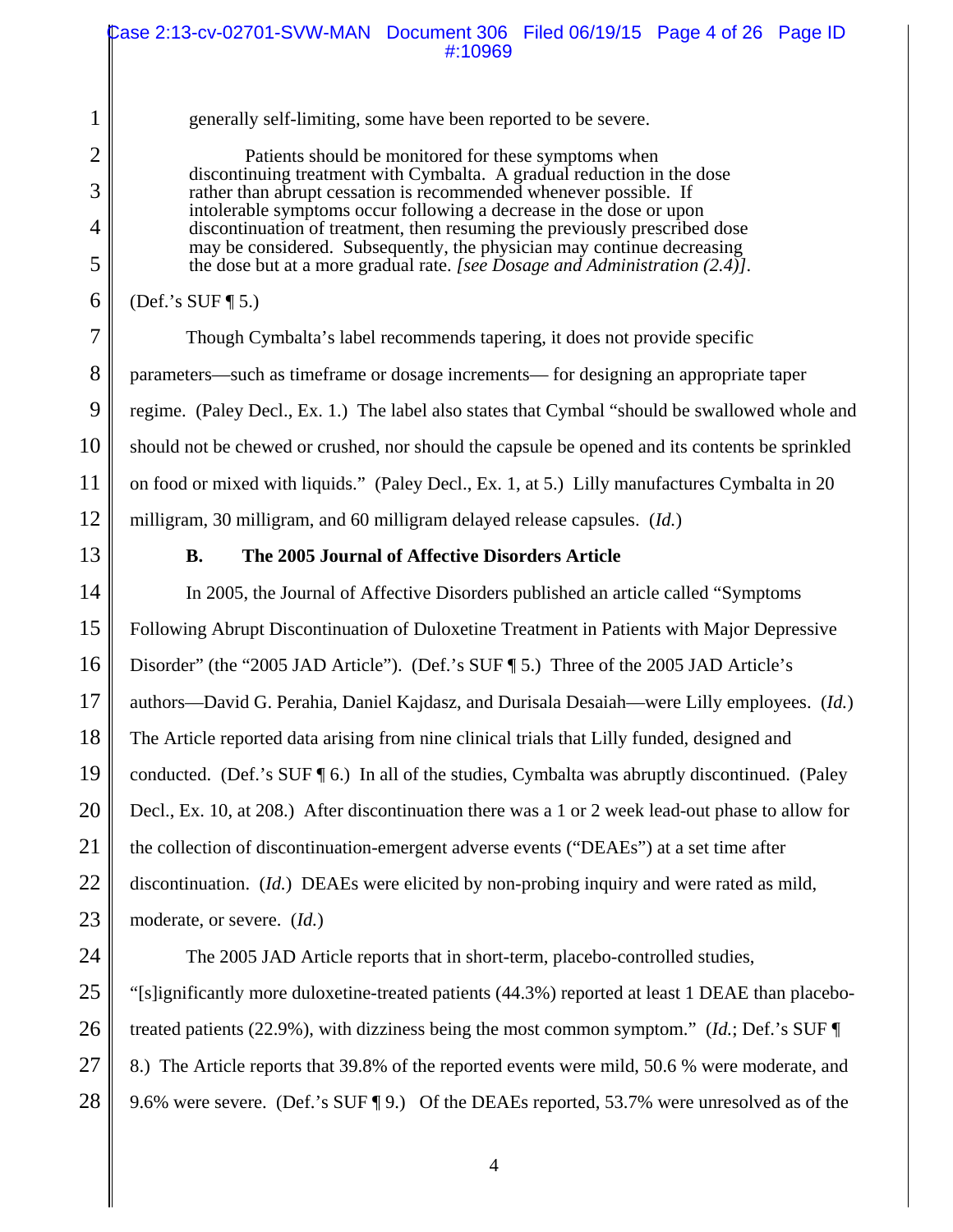generally self-limiting, some have been reported to be severe.

> Patients should be monitored for these symptoms when discontinuing treatment with Cymbalta. A gradual reduction in the dose rather than abrupt cessation is recommended whenever possible. If intolerable symptoms occur following a decrease in the dose or upon discontinuation of treatment, then resuming the previously prescribed dose may be considered. Subsequently, the physician may continue decreasing the dose but at a more gradual rate. *[see Dosage and Administration (2.4)]*.

(Def.'s SUF ¶ 5.)

Though Cymbalta's label recommends tapering, it does not provide specific parameters—such as timeframe or dosage increments— for designing an appropriate taper regime. (Paley Decl., Ex. 1.) The label also states that Cymbal "should be swallowed whole and should not be chewed or crushed, nor should the capsule be opened and its contents be sprinkled on food or mixed with liquids." (Paley Decl., Ex. 1, at 5.) Lilly manufactures Cymbalta in 20 milligram, 30 milligram, and 60 milligram delayed release capsules. (*Id.*)

**B. The 2005 Journal of Affective Disorders Article**

In 2005, the Journal of Affective Disorders published an article called "Symptoms Following Abrupt Discontinuation of Duloxetine Treatment in Patients with Major Depressive Disorder" (the "2005 JAD Article"). (Def.'s SUF ¶ 5.) Three of the 2005 JAD Article's authors—David G. Perahia, Daniel Kajdasz, and Durisala Desaiah—were Lilly employees. (*Id.*) The Article reported data arising from nine clinical trials that Lilly funded, designed and conducted. (Def.'s SUF ¶ 6.) In all of the studies, Cymbalta was abruptly discontinued. (Paley Decl., Ex. 10, at 208.) After discontinuation there was a 1 or 2 week lead-out phase to allow for the collection of discontinuation-emergent adverse events ("DEAEs") at a set time after discontinuation. (*Id.*) DEAEs were elicited by non-probing inquiry and were rated as mild, moderate, or severe. (*Id.*)

The 2005 JAD Article reports that in short-term, placebo-controlled studies, "[s]ignificantly more duloxetine-treated patients (44.3%) reported at least 1 DEAE than placebo-treated patients (22.9%), with dizziness being the most common symptom." (*Id.*; Def.'s SUF ¶ 8.) The Article reports that 39.8% of the reported events were mild, 50.6 % were moderate, and 9.6% were severe. (Def.'s SUF ¶ 9.) Of the DEAEs reported, 53.7% were unresolved as of the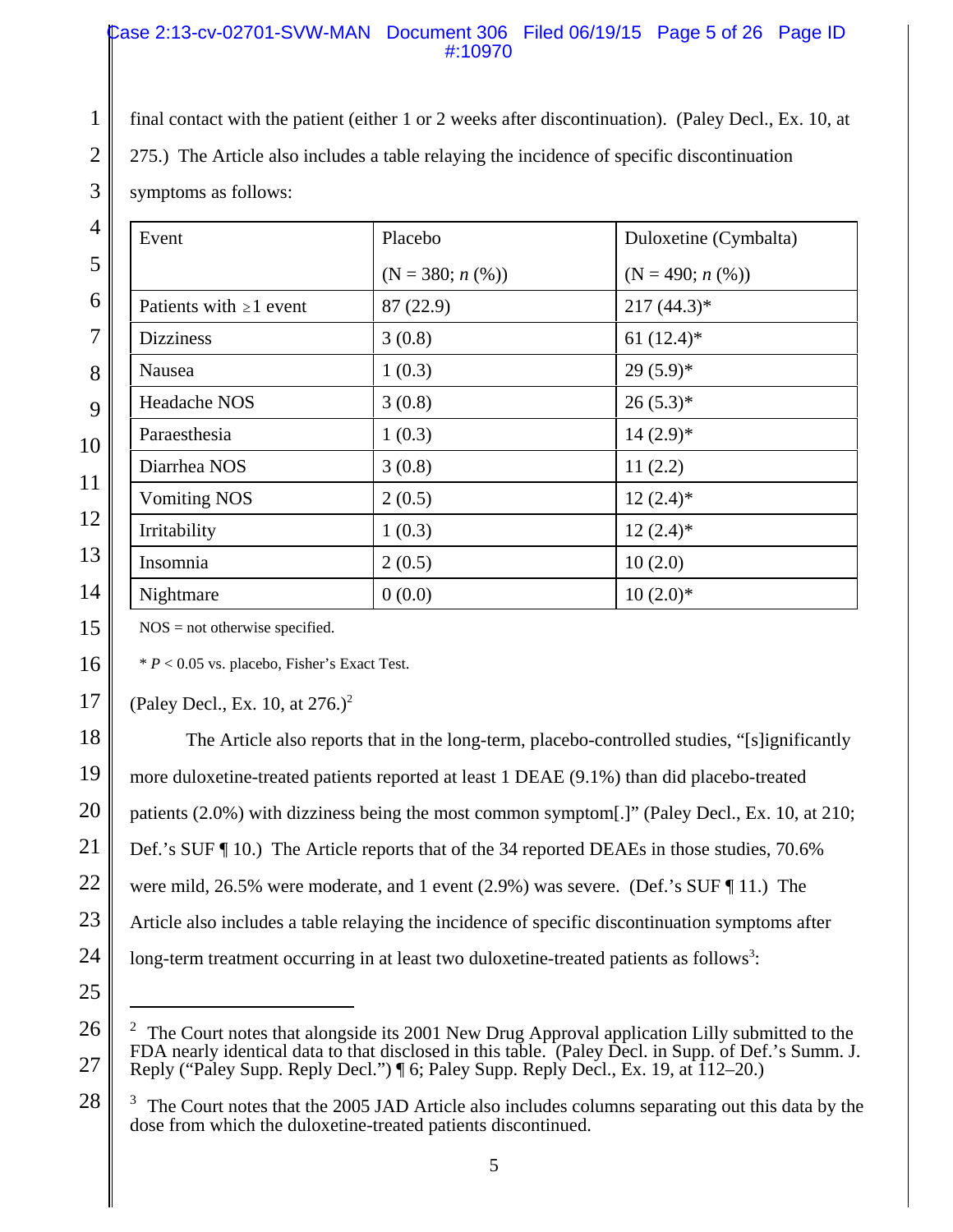final contact with the patient (either 1 or 2 weeks after discontinuation). (Paley Decl., Ex. 10, at 275.) The Article also includes a table relaying the incidence of specific discontinuation symptoms as follows:

| Event | Placebo (N = 380; *n* (%)) | Duloxetine (Cymbalta) (N = 490; *n* (%)) |
|---|---|---|
| Patients with ≥1 event | 87 (22.9) | 217 (44.3)* |
| Dizziness | 3 (0.8) | 61 (12.4)* |
| Nausea | 1 (0.3) | 29 (5.9)* |
| Headache NOS | 3 (0.8) | 26 (5.3)* |
| Paraesthesia | 1 (0.3) | 14 (2.9)* |
| Diarrhea NOS | 3 (0.8) | 11 (2.2) |
| Vomiting NOS | 2 (0.5) | 12 (2.4)* |
| Irritability | 1 (0.3) | 12 (2.4)* |
| Insomnia | 2 (0.5) | 10 (2.0) |
| Nightmare | 0 (0.0) | 10 (2.0)* |

NOS = not otherwise specified.

* $P < 0.05$ vs. placebo, Fisher's Exact Test.

(Paley Decl., Ex. 10, at 276.)[2]

The Article also reports that in the long-term, placebo-controlled studies, "[s]ignificantly more duloxetine-treated patients reported at least 1 DEAE (9.1%) than did placebo-treated patients (2.0%) with dizziness being the most common symptom[.]" (Paley Decl., Ex. 10, at 210; Def.'s SUF ¶ 10.) The Article reports that of the 34 reported DEAEs in those studies, 70.6% were mild, 26.5% were moderate, and 1 event (2.9%) was severe. (Def.'s SUF ¶ 11.) The Article also includes a table relaying the incidence of specific discontinuation symptoms after long-term treatment occurring in at least two duloxetine-treated patients as follows[3]:

---

[2] The Court notes that alongside its 2001 New Drug Approval application Lilly submitted to the FDA nearly identical data to that disclosed in this table. (Paley Decl. in Supp. of Def.'s Summ. J. Reply ("Paley Supp. Reply Decl.") ¶ 6; Paley Supp. Reply Decl., Ex. 19, at 112–20.)

[3] The Court notes that the 2005 JAD Article also includes columns separating out this data by the dose from which the duloxetine-treated patients discontinued.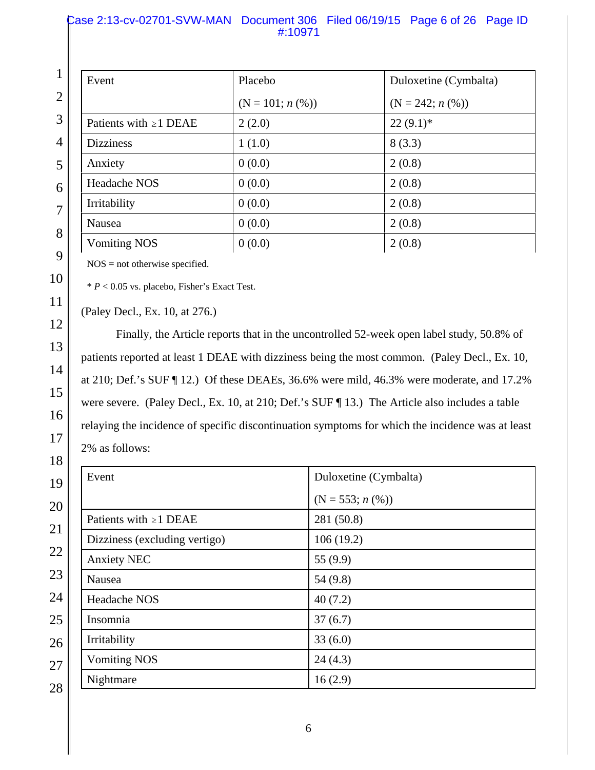| Event | Placebo (N = 101; *n* (%)) | Duloxetine (Cymbalta) (N = 242; *n* (%)) |
|---|---|---|
| Patients with ≥1 DEAE | 2 (2.0) | 22 (9.1)* |
| Dizziness | 1 (1.0) | 8 (3.3) |
| Anxiety | 0 (0.0) | 2 (0.8) |
| Headache NOS | 0 (0.0) | 2 (0.8) |
| Irritability | 0 (0.0) | 2 (0.8) |
| Nausea | 0 (0.0) | 2 (0.8) |
| Vomiting NOS | 0 (0.0) | 2 (0.8) |

NOS = not otherwise specified.

* $P < 0.05$ vs. placebo, Fisher's Exact Test.

(Paley Decl., Ex. 10, at 276.)

Finally, the Article reports that in the uncontrolled 52-week open label study, 50.8% of patients reported at least 1 DEAE with dizziness being the most common. (Paley Decl., Ex. 10, at 210; Def.'s SUF ¶ 12.) Of these DEAEs, 36.6% were mild, 46.3% were moderate, and 17.2% were severe. (Paley Decl., Ex. 10, at 210; Def.'s SUF ¶ 13.) The Article also includes a table relaying the incidence of specific discontinuation symptoms for which the incidence was at least 2% as follows:

| Event | Duloxetine (Cymbalta) (N = 553; *n* (%)) |
|---|---|
| Patients with ≥1 DEAE | 281 (50.8) |
| Dizziness (excluding vertigo) | 106 (19.2) |
| Anxiety NEC | 55 (9.9) |
| Nausea | 54 (9.8) |
| Headache NOS | 40 (7.2) |
| Insomnia | 37 (6.7) |
| Irritability | 33 (6.0) |
| Vomiting NOS | 24 (4.3) |
| Nightmare | 16 (2.9) |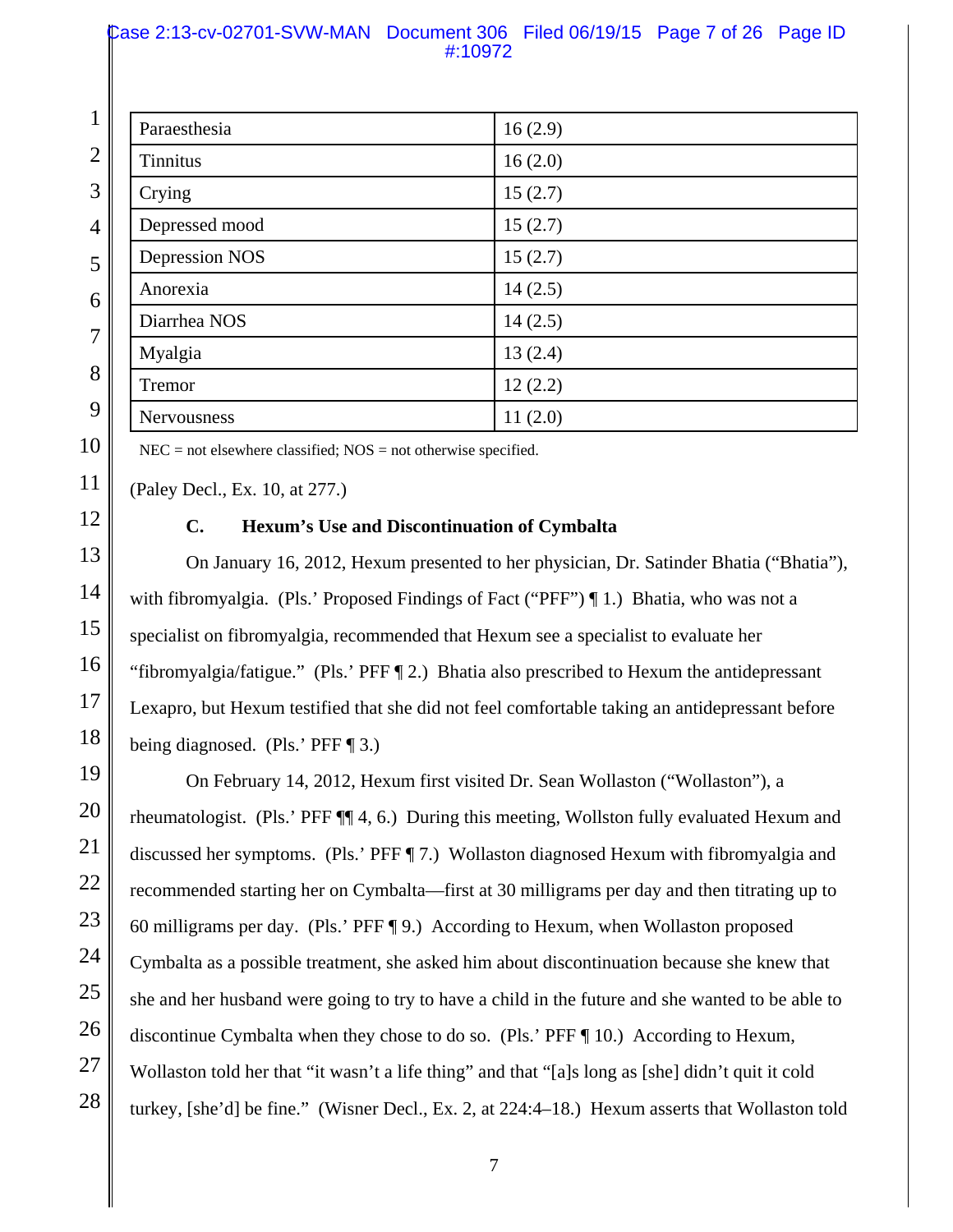| Paraesthesia | 16 (2.9) |
|---|---|
| Tinnitus | 16 (2.0) |
| Crying | 15 (2.7) |
| Depressed mood | 15 (2.7) |
| Depression NOS | 15 (2.7) |
| Anorexia | 14 (2.5) |
| Diarrhea NOS | 14 (2.5) |
| Myalgia | 13 (2.4) |
| Tremor | 12 (2.2) |
| Nervousness | 11 (2.0) |

NEC = not elsewhere classified; NOS = not otherwise specified.

(Paley Decl., Ex. 10, at 277.)

### C. Hexum's Use and Discontinuation of Cymbalta

On January 16, 2012, Hexum presented to her physician, Dr. Satinder Bhatia ("Bhatia"), with fibromyalgia. (Pls.' Proposed Findings of Fact ("PFF") ¶ 1.) Bhatia, who was not a specialist on fibromyalgia, recommended that Hexum see a specialist to evaluate her "fibromyalgia/fatigue." (Pls.' PFF ¶ 2.) Bhatia also prescribed to Hexum the antidepressant Lexapro, but Hexum testified that she did not feel comfortable taking an antidepressant before being diagnosed. (Pls.' PFF ¶ 3.)

On February 14, 2012, Hexum first visited Dr. Sean Wollaston ("Wollaston"), a rheumatologist. (Pls.' PFF ¶¶ 4, 6.) During this meeting, Wollston fully evaluated Hexum and discussed her symptoms. (Pls.' PFF ¶ 7.) Wollaston diagnosed Hexum with fibromyalgia and recommended starting her on Cymbalta—first at 30 milligrams per day and then titrating up to 60 milligrams per day. (Pls.' PFF ¶ 9.) According to Hexum, when Wollaston proposed Cymbalta as a possible treatment, she asked him about discontinuation because she knew that she and her husband were going to try to have a child in the future and she wanted to be able to discontinue Cymbalta when they chose to do so. (Pls.' PFF ¶ 10.) According to Hexum, Wollaston told her that "it wasn't a life thing" and that "[a]s long as [she] didn't quit it cold turkey, [she'd] be fine." (Wisner Decl., Ex. 2, at 224:4–18.) Hexum asserts that Wollaston told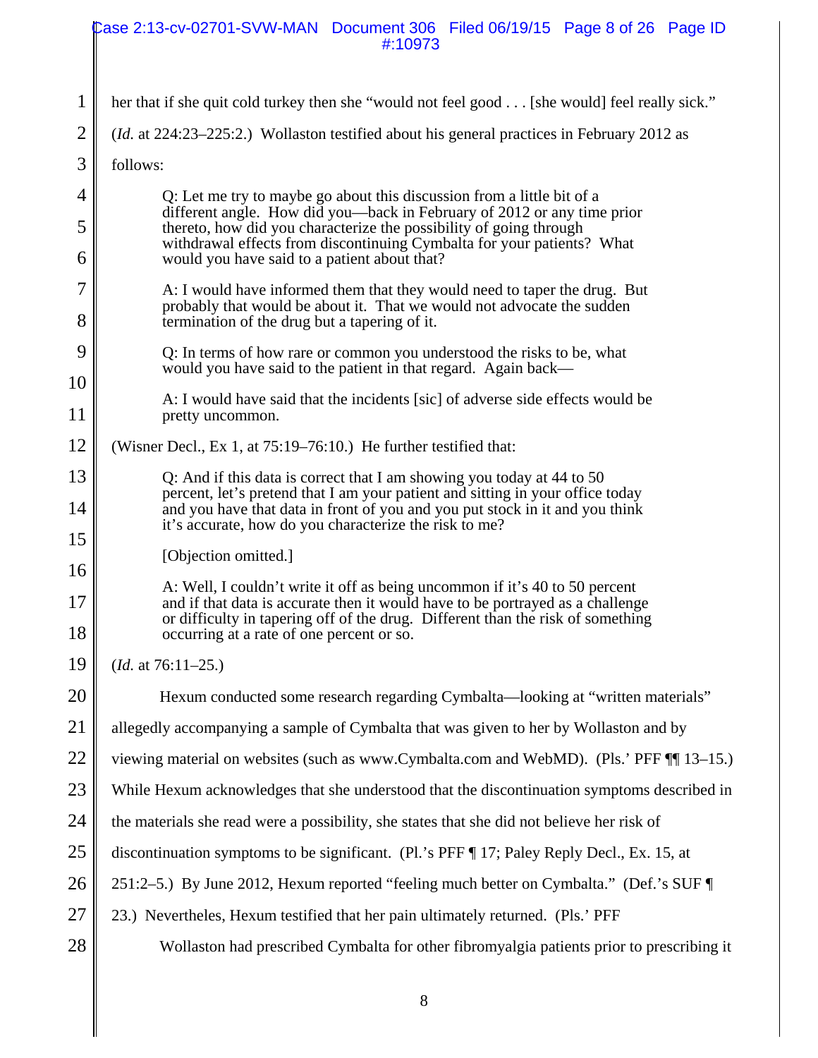her that if she quit cold turkey then she "would not feel good . . . [she would] feel really sick." (*Id.* at 224:23–225:2.) Wollaston testified about his general practices in February 2012 as follows:

> Q: Let me try to maybe go about this discussion from a little bit of a different angle. How did you—back in February of 2012 or any time prior thereto, how did you characterize the possibility of going through withdrawal effects from discontinuing Cymbalta for your patients? What would you have said to a patient about that?
>
> A: I would have informed them that they would need to taper the drug. But probably that would be about it. That we would not advocate the sudden termination of the drug but a tapering of it.
>
> Q: In terms of how rare or common you understood the risks to be, what would you have said to the patient in that regard. Again back—
>
> A: I would have said that the incidents [sic] of adverse side effects would be pretty uncommon.

(Wisner Decl., Ex 1, at 75:19–76:10.) He further testified that:

> Q: And if this data is correct that I am showing you today at 44 to 50 percent, let's pretend that I am your patient and sitting in your office today and you have that data in front of you and you put stock in it and you think it's accurate, how do you characterize the risk to me?
>
> [Objection omitted.]
>
> A: Well, I couldn't write it off as being uncommon if it's 40 to 50 percent and if that data is accurate then it would have to be portrayed as a challenge or difficulty in tapering off of the drug. Different than the risk of something occurring at a rate of one percent or so.

(*Id.* at 76:11–25.)

Hexum conducted some research regarding Cymbalta—looking at "written materials" allegedly accompanying a sample of Cymbalta that was given to her by Wollaston and by viewing material on websites (such as www.Cymbalta.com and WebMD). (Pls.' PFF ¶¶ 13–15.) While Hexum acknowledges that she understood that the discontinuation symptoms described in the materials she read were a possibility, she states that she did not believe her risk of discontinuation symptoms to be significant. (Pl.'s PFF ¶ 17; Paley Reply Decl., Ex. 15, at 251:2–5.) By June 2012, Hexum reported "feeling much better on Cymbalta." (Def.'s SUF ¶ 23.) Nevertheles, Hexum testified that her pain ultimately returned. (Pls.' PFF

Wollaston had prescribed Cymbalta for other fibromyalgia patients prior to prescribing it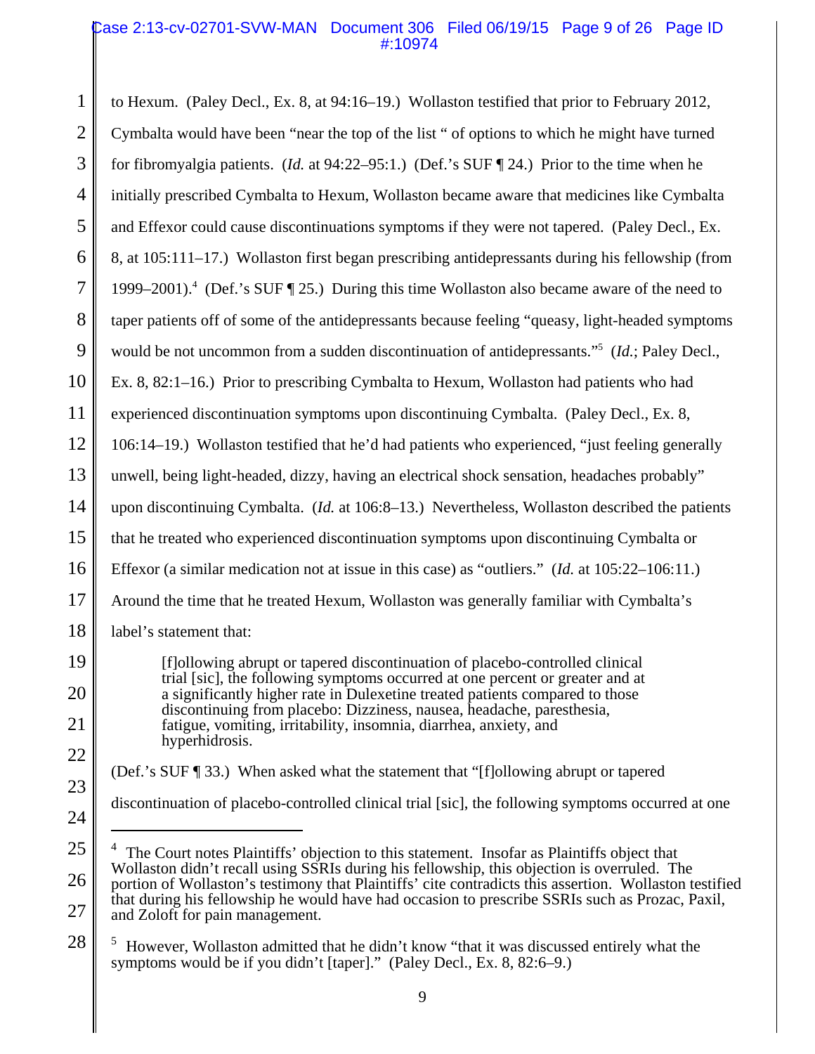to Hexum. (Paley Decl., Ex. 8, at 94:16–19.) Wollaston testified that prior to February 2012, Cymbalta would have been "near the top of the list " of options to which he might have turned for fibromyalgia patients. (*Id.* at 94:22–95:1.) (Def.'s SUF ¶ 24.) Prior to the time when he initially prescribed Cymbalta to Hexum, Wollaston became aware that medicines like Cymbalta and Effexor could cause discontinuations symptoms if they were not tapered. (Paley Decl., Ex. 8, at 105:111–17.) Wollaston first began prescribing antidepressants during his fellowship (from 1999–2001).[4] (Def.'s SUF ¶ 25.) During this time Wollaston also became aware of the need to taper patients off of some of the antidepressants because feeling "queasy, light-headed symptoms would be not uncommon from a sudden discontinuation of antidepressants."[5] (*Id.*; Paley Decl., Ex. 8, 82:1–16.) Prior to prescribing Cymbalta to Hexum, Wollaston had patients who had experienced discontinuation symptoms upon discontinuing Cymbalta. (Paley Decl., Ex. 8, 106:14–19.) Wollaston testified that he'd had patients who experienced, "just feeling generally unwell, being light-headed, dizzy, having an electrical shock sensation, headaches probably" upon discontinuing Cymbalta. (*Id.* at 106:8–13.) Nevertheless, Wollaston described the patients that he treated who experienced discontinuation symptoms upon discontinuing Cymbalta or Effexor (a similar medication not at issue in this case) as "outliers." (*Id.* at 105:22–106:11.) Around the time that he treated Hexum, Wollaston was generally familiar with Cymbalta's label's statement that:

> [f]ollowing abrupt or tapered discontinuation of placebo-controlled clinical trial [sic], the following symptoms occurred at one percent or greater and at a significantly higher rate in Dulexetine treated patients compared to those discontinuing from placebo: Dizziness, nausea, headache, paresthesia, fatigue, vomiting, irritability, insomnia, diarrhea, anxiety, and hyperhidrosis.

(Def.'s SUF ¶ 33.) When asked what the statement that "[f]ollowing abrupt or tapered discontinuation of placebo-controlled clinical trial [sic], the following symptoms occurred at one

---

[4] The Court notes Plaintiffs' objection to this statement. Insofar as Plaintiffs object that Wollaston didn't recall using SSRIs during his fellowship, this objection is overruled. The portion of Wollaston's testimony that Plaintiffs' cite contradicts this assertion. Wollaston testified that during his fellowship he would have had occasion to prescribe SSRIs such as Prozac, Paxil, and Zoloft for pain management.

[5] However, Wollaston admitted that he didn't know "that it was discussed entirely what the symptoms would be if you didn't [taper]." (Paley Decl., Ex. 8, 82:6–9.)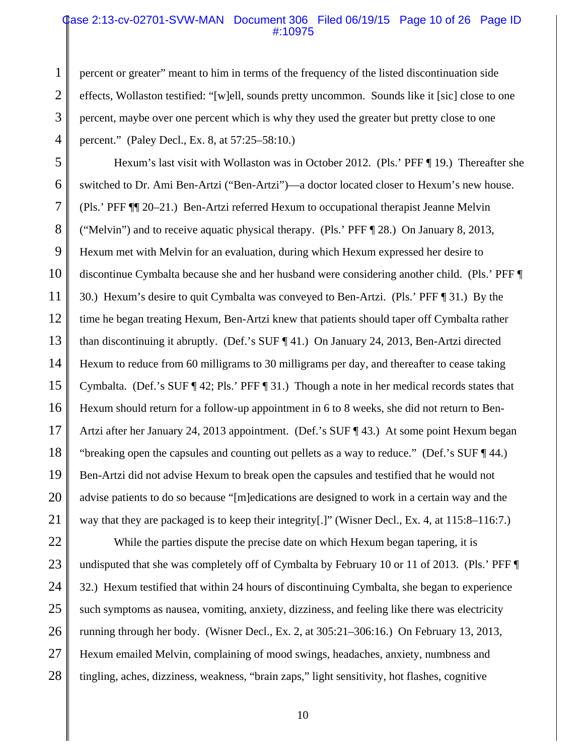percent or greater" meant to him in terms of the frequency of the listed discontinuation side effects, Wollaston testified: "[w]ell, sounds pretty uncommon. Sounds like it [sic] close to one percent, maybe over one percent which is why they used the greater but pretty close to one percent." (Paley Decl., Ex. 8, at 57:25–58:10.)

Hexum's last visit with Wollaston was in October 2012. (Pls.' PFF ¶ 19.) Thereafter she switched to Dr. Ami Ben-Artzi ("Ben-Artzi")—a doctor located closer to Hexum's new house. (Pls.' PFF ¶¶ 20–21.) Ben-Artzi referred Hexum to occupational therapist Jeanne Melvin ("Melvin") and to receive aquatic physical therapy. (Pls.' PFF ¶ 28.) On January 8, 2013, Hexum met with Melvin for an evaluation, during which Hexum expressed her desire to discontinue Cymbalta because she and her husband were considering another child. (Pls.' PFF ¶ 30.) Hexum's desire to quit Cymbalta was conveyed to Ben-Artzi. (Pls.' PFF ¶ 31.) By the time he began treating Hexum, Ben-Artzi knew that patients should taper off Cymbalta rather than discontinuing it abruptly. (Def.'s SUF ¶ 41.) On January 24, 2013, Ben-Artzi directed Hexum to reduce from 60 milligrams to 30 milligrams per day, and thereafter to cease taking Cymbalta. (Def.'s SUF ¶ 42; Pls.' PFF ¶ 31.) Though a note in her medical records states that Hexum should return for a follow-up appointment in 6 to 8 weeks, she did not return to Ben-Artzi after her January 24, 2013 appointment. (Def.'s SUF ¶ 43.) At some point Hexum began "breaking open the capsules and counting out pellets as a way to reduce." (Def.'s SUF ¶ 44.) Ben-Artzi did not advise Hexum to break open the capsules and testified that he would not advise patients to do so because "[m]edications are designed to work in a certain way and the way that they are packaged is to keep their integrity[.]" (Wisner Decl., Ex. 4, at 115:8–116:7.)

While the parties dispute the precise date on which Hexum began tapering, it is undisputed that she was completely off of Cymbalta by February 10 or 11 of 2013. (Pls.' PFF ¶ 32.) Hexum testified that within 24 hours of discontinuing Cymbalta, she began to experience such symptoms as nausea, vomiting, anxiety, dizziness, and feeling like there was electricity running through her body. (Wisner Decl., Ex. 2, at 305:21–306:16.) On February 13, 2013, Hexum emailed Melvin, complaining of mood swings, headaches, anxiety, numbness and tingling, aches, dizziness, weakness, "brain zaps," light sensitivity, hot flashes, cognitive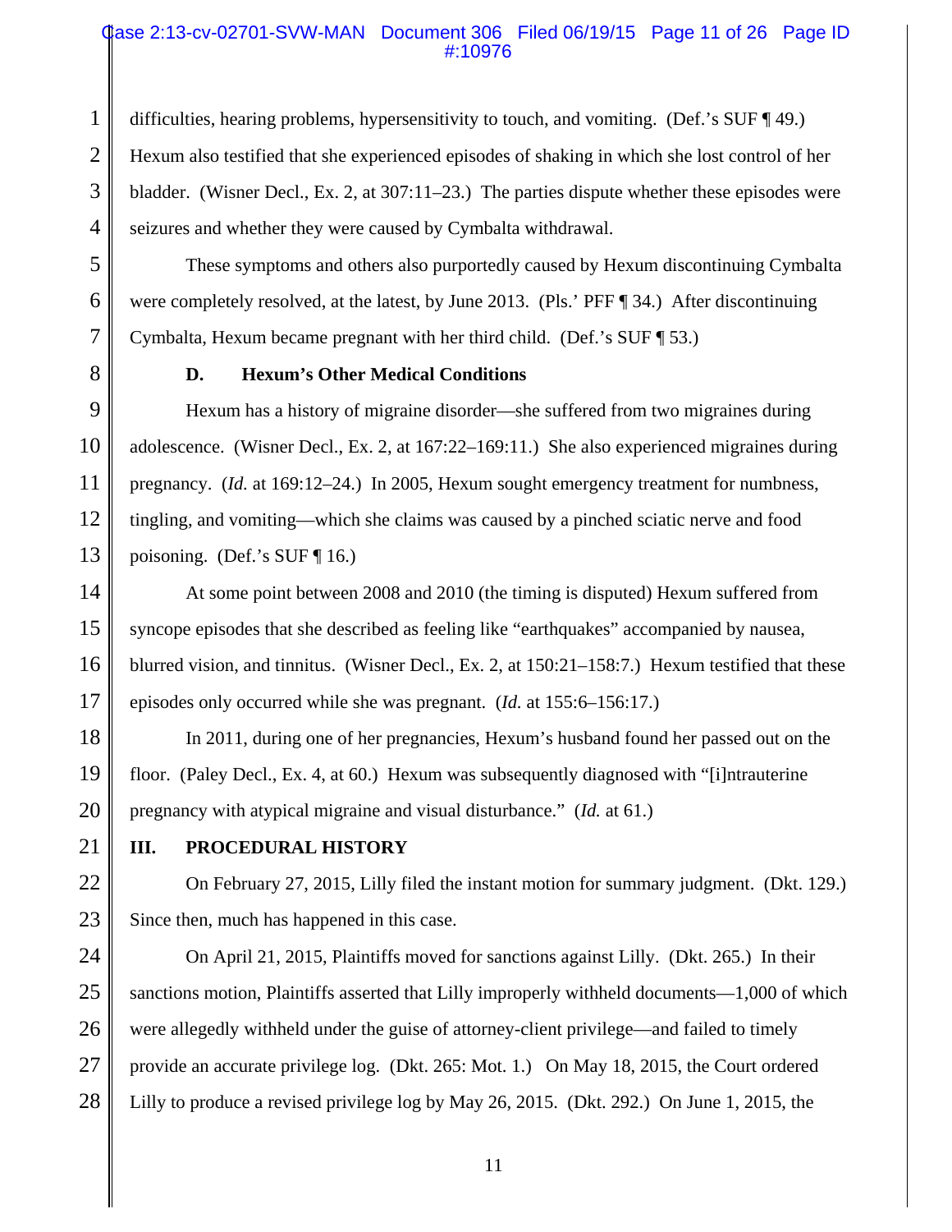difficulties, hearing problems, hypersensitivity to touch, and vomiting. (Def.'s SUF ¶ 49.) Hexum also testified that she experienced episodes of shaking in which she lost control of her bladder. (Wisner Decl., Ex. 2, at 307:11–23.) The parties dispute whether these episodes were seizures and whether they were caused by Cymbalta withdrawal.

These symptoms and others also purportedly caused by Hexum discontinuing Cymbalta were completely resolved, at the latest, by June 2013. (Pls.' PFF ¶ 34.) After discontinuing Cymbalta, Hexum became pregnant with her third child. (Def.'s SUF ¶ 53.)

### D. Hexum's Other Medical Conditions

Hexum has a history of migraine disorder—she suffered from two migraines during adolescence. (Wisner Decl., Ex. 2, at 167:22–169:11.) She also experienced migraines during pregnancy. (*Id.* at 169:12–24.) In 2005, Hexum sought emergency treatment for numbness, tingling, and vomiting—which she claims was caused by a pinched sciatic nerve and food poisoning. (Def.'s SUF ¶ 16.)

At some point between 2008 and 2010 (the timing is disputed) Hexum suffered from syncope episodes that she described as feeling like "earthquakes" accompanied by nausea, blurred vision, and tinnitus. (Wisner Decl., Ex. 2, at 150:21–158:7.) Hexum testified that these episodes only occurred while she was pregnant. (*Id.* at 155:6–156:17.)

In 2011, during one of her pregnancies, Hexum's husband found her passed out on the floor. (Paley Decl., Ex. 4, at 60.) Hexum was subsequently diagnosed with "[i]ntrauterine pregnancy with atypical migraine and visual disturbance." (*Id.* at 61.)

## III. PROCEDURAL HISTORY

On February 27, 2015, Lilly filed the instant motion for summary judgment. (Dkt. 129.) Since then, much has happened in this case.

On April 21, 2015, Plaintiffs moved for sanctions against Lilly. (Dkt. 265.) In their sanctions motion, Plaintiffs asserted that Lilly improperly withheld documents—1,000 of which were allegedly withheld under the guise of attorney-client privilege—and failed to timely provide an accurate privilege log. (Dkt. 265: Mot. 1.) On May 18, 2015, the Court ordered Lilly to produce a revised privilege log by May 26, 2015. (Dkt. 292.) On June 1, 2015, the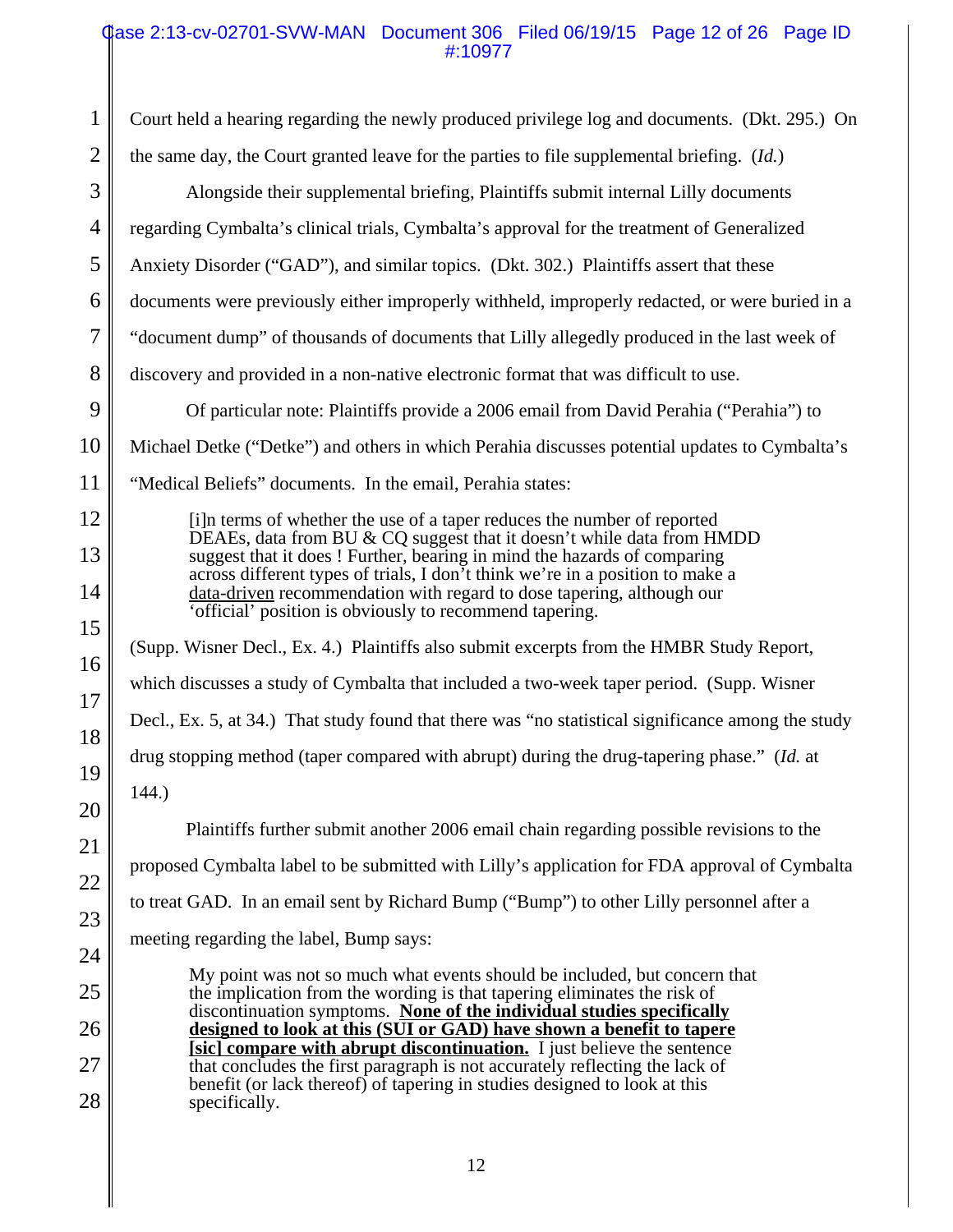Court held a hearing regarding the newly produced privilege log and documents. (Dkt. 295.) On the same day, the Court granted leave for the parties to file supplemental briefing. (*Id.*)

Alongside their supplemental briefing, Plaintiffs submit internal Lilly documents regarding Cymbalta's clinical trials, Cymbalta's approval for the treatment of Generalized Anxiety Disorder ("GAD"), and similar topics. (Dkt. 302.) Plaintiffs assert that these documents were previously either improperly withheld, improperly redacted, or were buried in a "document dump" of thousands of documents that Lilly allegedly produced in the last week of discovery and provided in a non-native electronic format that was difficult to use.

Of particular note: Plaintiffs provide a 2006 email from David Perahia ("Perahia") to Michael Detke ("Detke") and others in which Perahia discusses potential updates to Cymbalta's "Medical Beliefs" documents. In the email, Perahia states:

> [i]n terms of whether the use of a taper reduces the number of reported DEAEs, data from BU & CQ suggest that it doesn't while data from HMDD suggest that it does ! Further, bearing in mind the hazards of comparing across different types of trials, I don't think we're in a position to make a <u>data-driven</u> recommendation with regard to dose tapering, although our 'official' position is obviously to recommend tapering.

(Supp. Wisner Decl., Ex. 4.) Plaintiffs also submit excerpts from the HMBR Study Report, which discusses a study of Cymbalta that included a two-week taper period. (Supp. Wisner Decl., Ex. 5, at 34.) That study found that there was "no statistical significance among the study drug stopping method (taper compared with abrupt) during the drug-tapering phase." (*Id.* at 144.)

Plaintiffs further submit another 2006 email chain regarding possible revisions to the proposed Cymbalta label to be submitted with Lilly's application for FDA approval of Cymbalta to treat GAD. In an email sent by Richard Bump ("Bump") to other Lilly personnel after a meeting regarding the label, Bump says:

> My point was not so much what events should be included, but concern that the implication from the wording is that tapering eliminates the risk of discontinuation symptoms. **<u>None of the individual studies specifically designed to look at this (SUI or GAD) have shown a benefit to tapere [sic] compare with abrupt discontinuation.</u>** I just believe the sentence that concludes the first paragraph is not accurately reflecting the lack of benefit (or lack thereof) of tapering in studies designed to look at this specifically.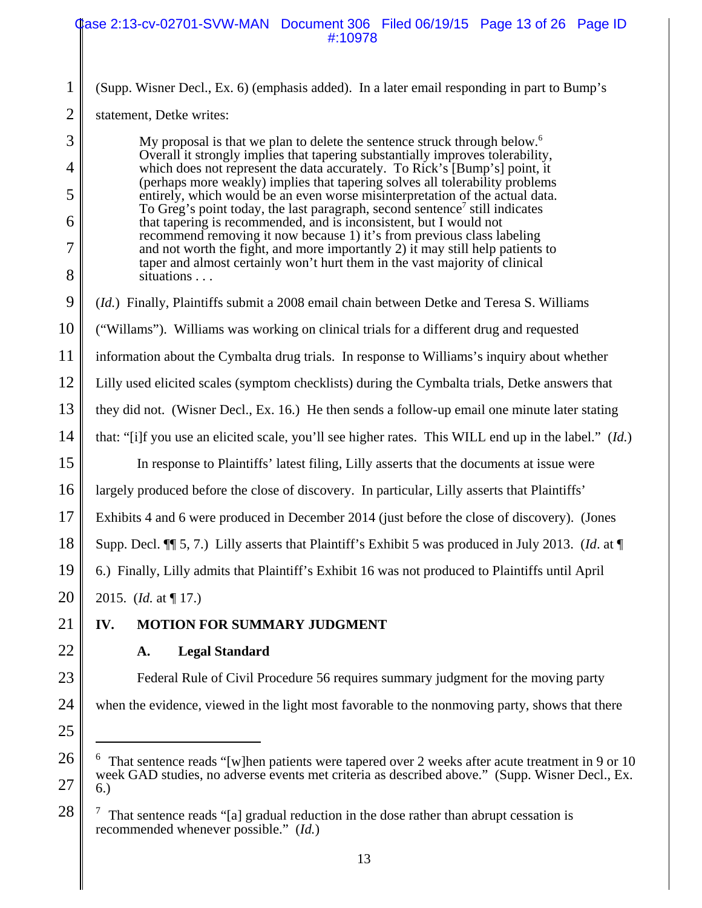(Supp. Wisner Decl., Ex. 6) (emphasis added). In a later email responding in part to Bump's statement, Detke writes:

> My proposal is that we plan to delete the sentence struck through below.[6] Overall it strongly implies that tapering substantially improves tolerability, which does not represent the data accurately. To Rick's [Bump's] point, it (perhaps more weakly) implies that tapering solves all tolerability problems entirely, which would be an even worse misinterpretation of the actual data. To Greg's point today, the last paragraph, second sentence[7] still indicates that tapering is recommended, and is inconsistent, but I would not recommend removing it now because 1) it's from previous class labeling and not worth the fight, and more importantly 2) it may still help patients to taper and almost certainly won't hurt them in the vast majority of clinical situations . . .

(*Id.*) Finally, Plaintiffs submit a 2008 email chain between Detke and Teresa S. Williams ("Willams"). Williams was working on clinical trials for a different drug and requested information about the Cymbalta drug trials. In response to Williams's inquiry about whether Lilly used elicited scales (symptom checklists) during the Cymbalta trials, Detke answers that they did not. (Wisner Decl., Ex. 16.) He then sends a follow-up email one minute later stating that: "[i]f you use an elicited scale, you'll see higher rates. This WILL end up in the label." (*Id.*)

In response to Plaintiffs' latest filing, Lilly asserts that the documents at issue were largely produced before the close of discovery. In particular, Lilly asserts that Plaintiffs' Exhibits 4 and 6 were produced in December 2014 (just before the close of discovery). (Jones Supp. Decl. ¶¶ 5, 7.) Lilly asserts that Plaintiff's Exhibit 5 was produced in July 2013. (*Id*. at ¶ 6.) Finally, Lilly admits that Plaintiff's Exhibit 16 was not produced to Plaintiffs until April 2015. (*Id.* at ¶ 17.)

## IV. MOTION FOR SUMMARY JUDGMENT

### A. Legal Standard

Federal Rule of Civil Procedure 56 requires summary judgment for the moving party when the evidence, viewed in the light most favorable to the nonmoving party, shows that there

---

[6] That sentence reads "[w]hen patients were tapered over 2 weeks after acute treatment in 9 or 10 week GAD studies, no adverse events met criteria as described above." (Supp. Wisner Decl., Ex. 6.)

[7] That sentence reads "[a] gradual reduction in the dose rather than abrupt cessation is recommended whenever possible." (*Id.*)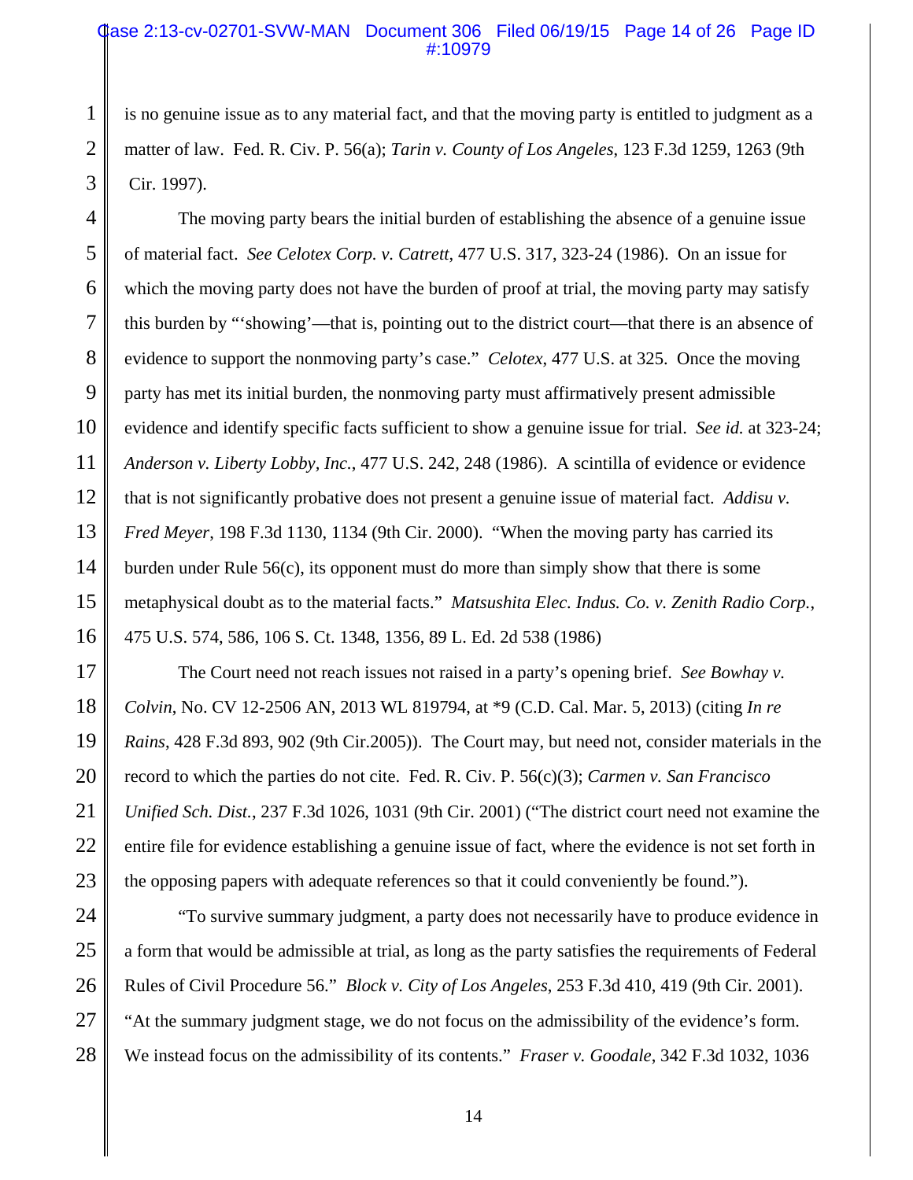is no genuine issue as to any material fact, and that the moving party is entitled to judgment as a matter of law. Fed. R. Civ. P. 56(a); *Tarin v. County of Los Angeles*, 123 F.3d 1259, 1263 (9th Cir. 1997).

The moving party bears the initial burden of establishing the absence of a genuine issue of material fact. *See Celotex Corp. v. Catrett*, 477 U.S. 317, 323-24 (1986). On an issue for which the moving party does not have the burden of proof at trial, the moving party may satisfy this burden by "'showing'—that is, pointing out to the district court—that there is an absence of evidence to support the nonmoving party's case." *Celotex*, 477 U.S. at 325. Once the moving party has met its initial burden, the nonmoving party must affirmatively present admissible evidence and identify specific facts sufficient to show a genuine issue for trial. *See id.* at 323-24; *Anderson v. Liberty Lobby, Inc.*, 477 U.S. 242, 248 (1986). A scintilla of evidence or evidence that is not significantly probative does not present a genuine issue of material fact. *Addisu v. Fred Meyer*, 198 F.3d 1130, 1134 (9th Cir. 2000). "When the moving party has carried its burden under Rule 56(c), its opponent must do more than simply show that there is some metaphysical doubt as to the material facts." *Matsushita Elec. Indus. Co. v. Zenith Radio Corp.*, 475 U.S. 574, 586, 106 S. Ct. 1348, 1356, 89 L. Ed. 2d 538 (1986)

The Court need not reach issues not raised in a party's opening brief. *See Bowhay v. Colvin*, No. CV 12-2506 AN, 2013 WL 819794, at *9 (C.D. Cal. Mar. 5, 2013) (citing *In re Rains*, 428 F.3d 893, 902 (9th Cir.2005)). The Court may, but need not, consider materials in the record to which the parties do not cite. Fed. R. Civ. P. 56(c)(3); *Carmen v. San Francisco Unified Sch. Dist.*, 237 F.3d 1026, 1031 (9th Cir. 2001) ("The district court need not examine the entire file for evidence establishing a genuine issue of fact, where the evidence is not set forth in the opposing papers with adequate references so that it could conveniently be found.").

"To survive summary judgment, a party does not necessarily have to produce evidence in a form that would be admissible at trial, as long as the party satisfies the requirements of Federal Rules of Civil Procedure 56." *Block v. City of Los Angeles*, 253 F.3d 410, 419 (9th Cir. 2001). "At the summary judgment stage, we do not focus on the admissibility of the evidence's form. We instead focus on the admissibility of its contents." *Fraser v. Goodale*, 342 F.3d 1032, 1036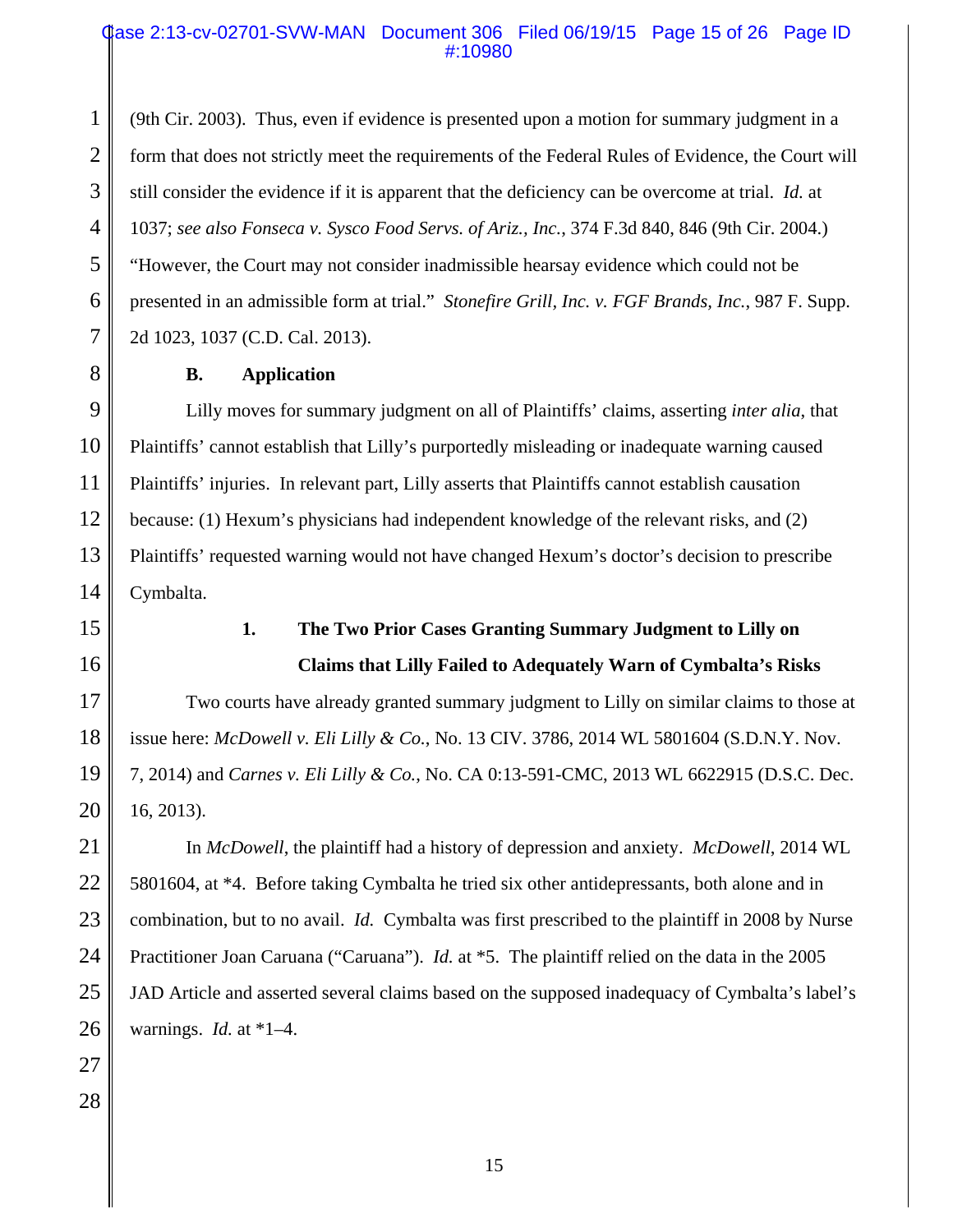(9th Cir. 2003). Thus, even if evidence is presented upon a motion for summary judgment in a form that does not strictly meet the requirements of the Federal Rules of Evidence, the Court will still consider the evidence if it is apparent that the deficiency can be overcome at trial. *Id.* at 1037; *see also Fonseca v. Sysco Food Servs. of Ariz., Inc.*, 374 F.3d 840, 846 (9th Cir. 2004.) "However, the Court may not consider inadmissible hearsay evidence which could not be presented in an admissible form at trial." *Stonefire Grill, Inc. v. FGF Brands, Inc.*, 987 F. Supp. 2d 1023, 1037 (C.D. Cal. 2013).

**B. Application**

Lilly moves for summary judgment on all of Plaintiffs' claims, asserting *inter alia*, that Plaintiffs' cannot establish that Lilly's purportedly misleading or inadequate warning caused Plaintiffs' injuries. In relevant part, Lilly asserts that Plaintiffs cannot establish causation because: (1) Hexum's physicians had independent knowledge of the relevant risks, and (2) Plaintiffs' requested warning would not have changed Hexum's doctor's decision to prescribe Cymbalta.

**1. The Two Prior Cases Granting Summary Judgment to Lilly on Claims that Lilly Failed to Adequately Warn of Cymbalta's Risks**

Two courts have already granted summary judgment to Lilly on similar claims to those at issue here: *McDowell v. Eli Lilly & Co.*, No. 13 CIV. 3786, 2014 WL 5801604 (S.D.N.Y. Nov. 7, 2014) and *Carnes v. Eli Lilly & Co.*, No. CA 0:13-591-CMC, 2013 WL 6622915 (D.S.C. Dec. 16, 2013).

In *McDowell*, the plaintiff had a history of depression and anxiety. *McDowell*, 2014 WL 5801604, at *4. Before taking Cymbalta he tried six other antidepressants, both alone and in combination, but to no avail. *Id.* Cymbalta was first prescribed to the plaintiff in 2008 by Nurse Practitioner Joan Caruana ("Caruana"). *Id.* at *5. The plaintiff relied on the data in the 2005 JAD Article and asserted several claims based on the supposed inadequacy of Cymbalta's label's warnings. *Id.* at *1–4.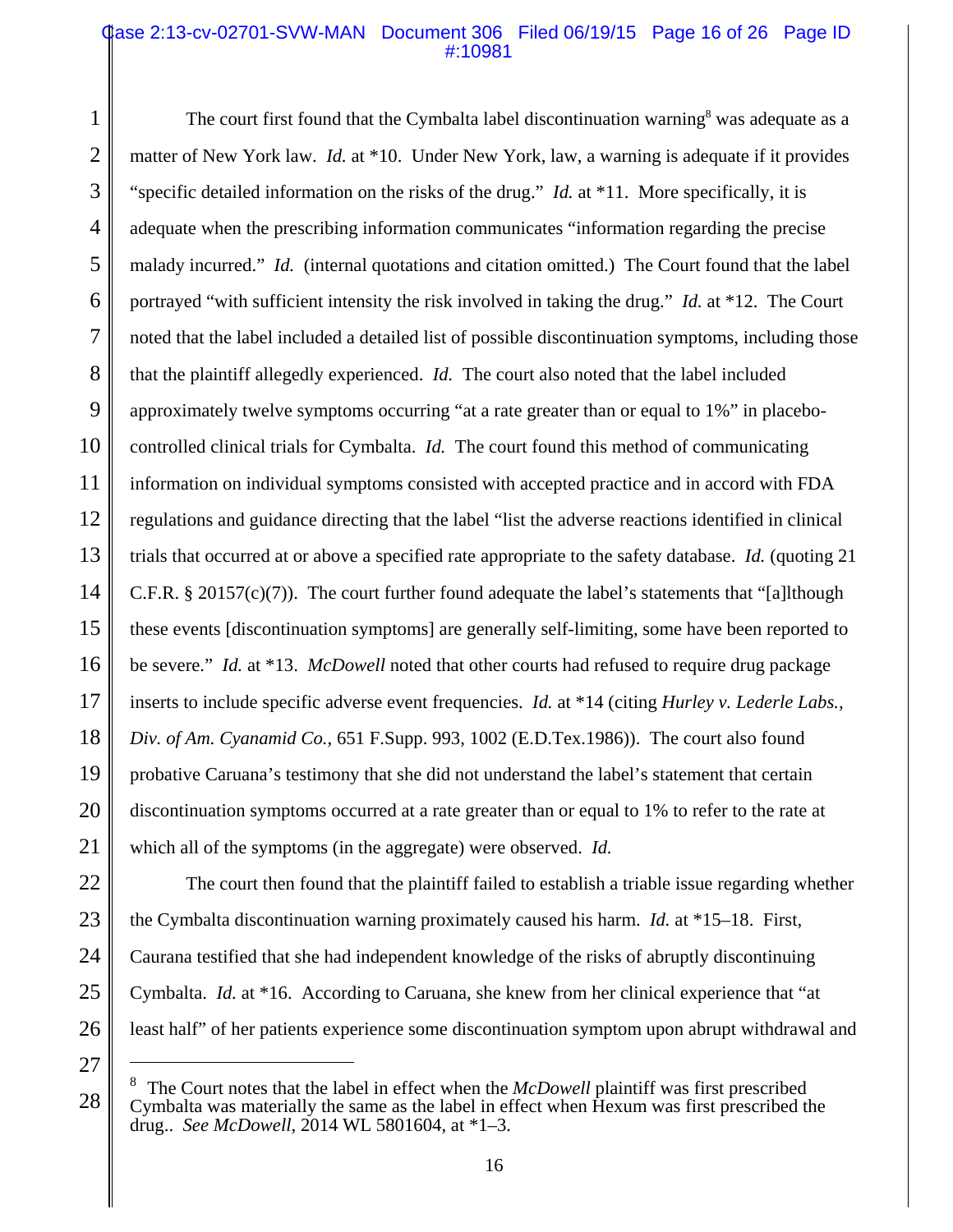The court first found that the Cymbalta label discontinuation warning[8] was adequate as a matter of New York law. *Id.* at *10. Under New York, law, a warning is adequate if it provides "specific detailed information on the risks of the drug." *Id.* at *11. More specifically, it is adequate when the prescribing information communicates "information regarding the precise malady incurred." *Id.* (internal quotations and citation omitted.) The Court found that the label portrayed "with sufficient intensity the risk involved in taking the drug." *Id.* at *12. The Court noted that the label included a detailed list of possible discontinuation symptoms, including those that the plaintiff allegedly experienced. *Id.* The court also noted that the label included approximately twelve symptoms occurring "at a rate greater than or equal to 1%" in placebo-controlled clinical trials for Cymbalta. *Id.* The court found this method of communicating information on individual symptoms consisted with accepted practice and in accord with FDA regulations and guidance directing that the label "list the adverse reactions identified in clinical trials that occurred at or above a specified rate appropriate to the safety database. *Id.* (quoting 21 C.F.R. § 20157(c)(7)). The court further found adequate the label's statements that "[a]lthough these events [discontinuation symptoms] are generally self-limiting, some have been reported to be severe." *Id.* at *13. *McDowell* noted that other courts had refused to require drug package inserts to include specific adverse event frequencies. *Id.* at *14 (citing *Hurley v. Lederle Labs., Div. of Am. Cyanamid Co.*, 651 F.Supp. 993, 1002 (E.D.Tex.1986)). The court also found probative Caruana's testimony that she did not understand the label's statement that certain discontinuation symptoms occurred at a rate greater than or equal to 1% to refer to the rate at which all of the symptoms (in the aggregate) were observed. *Id.*

The court then found that the plaintiff failed to establish a triable issue regarding whether the Cymbalta discontinuation warning proximately caused his harm. *Id.* at *15–18. First, Caurana testified that she had independent knowledge of the risks of abruptly discontinuing Cymbalta. *Id.* at *16. According to Caruana, she knew from her clinical experience that "at least half" of her patients experience some discontinuation symptom upon abrupt withdrawal and

---

[8] The Court notes that the label in effect when the *McDowell* plaintiff was first prescribed Cymbalta was materially the same as the label in effect when Hexum was first prescribed the drug.. *See McDowell*, 2014 WL 5801604, at *1–3.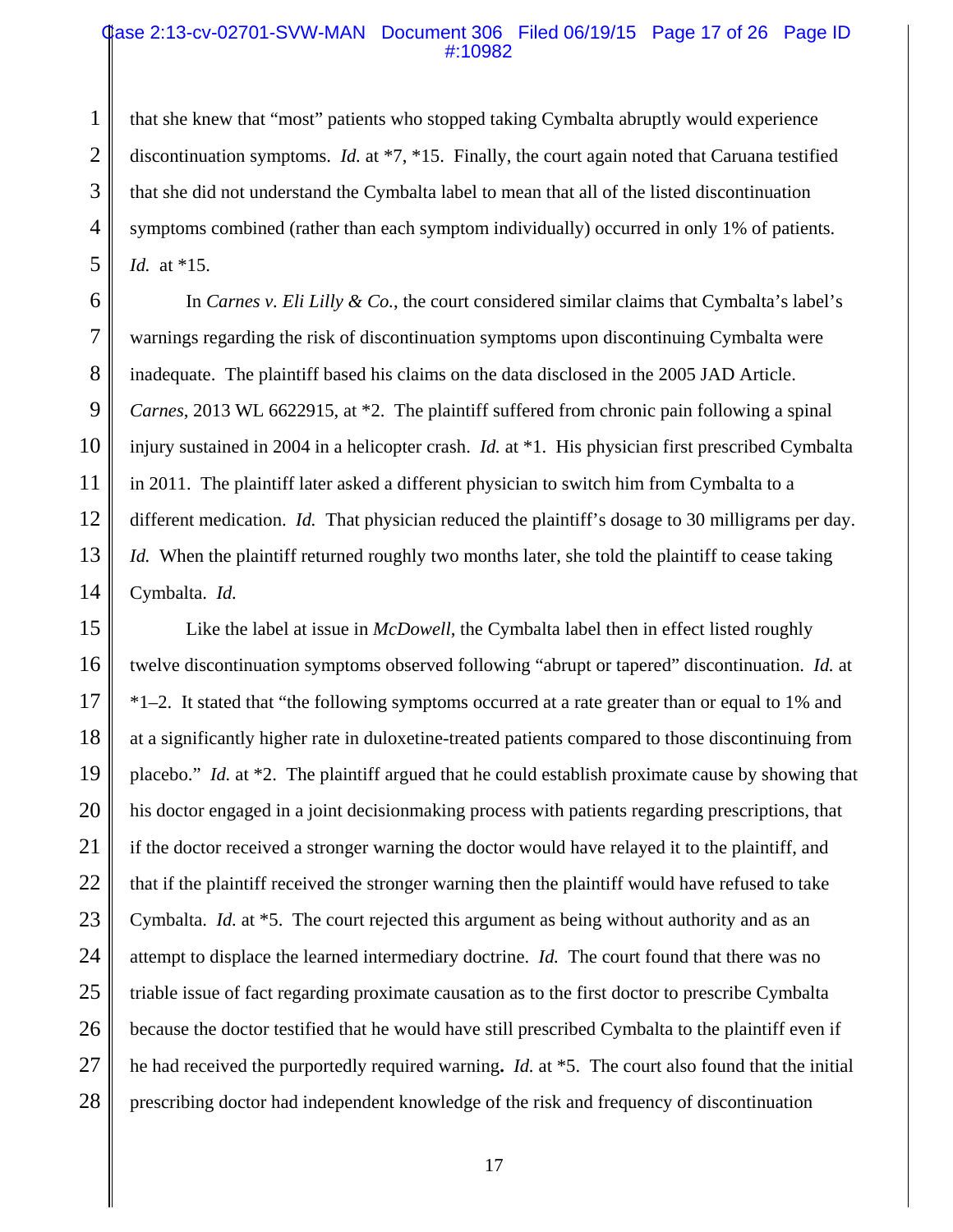that she knew that "most" patients who stopped taking Cymbalta abruptly would experience discontinuation symptoms. *Id.* at *7, *15. Finally, the court again noted that Caruana testified that she did not understand the Cymbalta label to mean that all of the listed discontinuation symptoms combined (rather than each symptom individually) occurred in only 1% of patients. *Id.* at *15.

In *Carnes v. Eli Lilly & Co.*, the court considered similar claims that Cymbalta's label's warnings regarding the risk of discontinuation symptoms upon discontinuing Cymbalta were inadequate. The plaintiff based his claims on the data disclosed in the 2005 JAD Article. *Carnes*, 2013 WL 6622915, at *2. The plaintiff suffered from chronic pain following a spinal injury sustained in 2004 in a helicopter crash. *Id.* at *1. His physician first prescribed Cymbalta in 2011. The plaintiff later asked a different physician to switch him from Cymbalta to a different medication. *Id.* That physician reduced the plaintiff's dosage to 30 milligrams per day. *Id.* When the plaintiff returned roughly two months later, she told the plaintiff to cease taking Cymbalta. *Id.*

Like the label at issue in *McDowell*, the Cymbalta label then in effect listed roughly twelve discontinuation symptoms observed following "abrupt or tapered" discontinuation. *Id.* at *1–2. It stated that "the following symptoms occurred at a rate greater than or equal to 1% and at a significantly higher rate in duloxetine-treated patients compared to those discontinuing from placebo." *Id.* at *2. The plaintiff argued that he could establish proximate cause by showing that his doctor engaged in a joint decisionmaking process with patients regarding prescriptions, that if the doctor received a stronger warning the doctor would have relayed it to the plaintiff, and that if the plaintiff received the stronger warning then the plaintiff would have refused to take Cymbalta. *Id.* at *5. The court rejected this argument as being without authority and as an attempt to displace the learned intermediary doctrine. *Id.* The court found that there was no triable issue of fact regarding proximate causation as to the first doctor to prescribe Cymbalta because the doctor testified that he would have still prescribed Cymbalta to the plaintiff even if he had received the purportedly required warning. *Id.* at *5. The court also found that the initial prescribing doctor had independent knowledge of the risk and frequency of discontinuation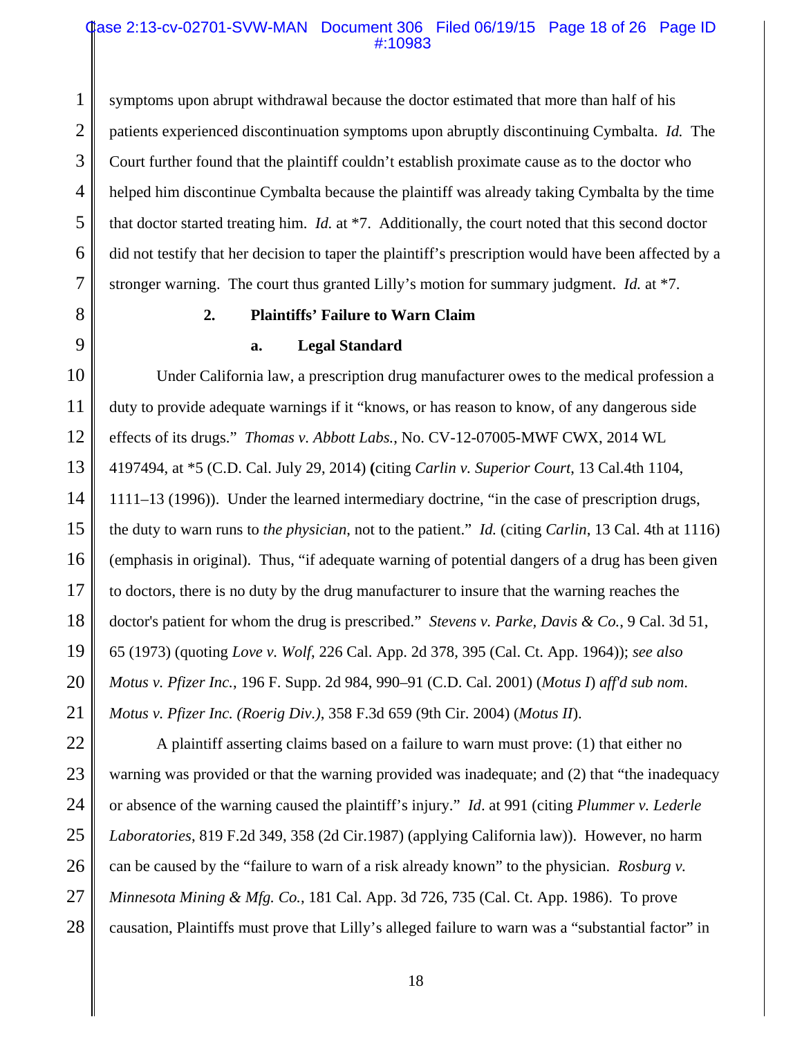symptoms upon abrupt withdrawal because the doctor estimated that more than half of his patients experienced discontinuation symptoms upon abruptly discontinuing Cymbalta. *Id.* The Court further found that the plaintiff couldn't establish proximate cause as to the doctor who helped him discontinue Cymbalta because the plaintiff was already taking Cymbalta by the time that doctor started treating him. *Id.* at *7. Additionally, the court noted that this second doctor did not testify that her decision to taper the plaintiff's prescription would have been affected by a stronger warning. The court thus granted Lilly's motion for summary judgment. *Id.* at *7.

### 2. Plaintiffs' Failure to Warn Claim

#### a. Legal Standard

Under California law, a prescription drug manufacturer owes to the medical profession a duty to provide adequate warnings if it "knows, or has reason to know, of any dangerous side effects of its drugs." *Thomas v. Abbott Labs.*, No. CV-12-07005-MWF CWX, 2014 WL 4197494, at *5 (C.D. Cal. July 29, 2014) (citing *Carlin v. Superior Court*, 13 Cal.4th 1104, 1111–13 (1996)). Under the learned intermediary doctrine, "in the case of prescription drugs, the duty to warn runs to *the physician*, not to the patient." *Id.* (citing *Carlin*, 13 Cal. 4th at 1116) (emphasis in original). Thus, "if adequate warning of potential dangers of a drug has been given to doctors, there is no duty by the drug manufacturer to insure that the warning reaches the doctor's patient for whom the drug is prescribed." *Stevens v. Parke, Davis & Co.*, 9 Cal. 3d 51, 65 (1973) (quoting *Love v. Wolf*, 226 Cal. App. 2d 378, 395 (Cal. Ct. App. 1964)); *see also Motus v. Pfizer Inc.*, 196 F. Supp. 2d 984, 990–91 (C.D. Cal. 2001) (*Motus I*) *aff'd sub nom*. *Motus v. Pfizer Inc. (Roerig Div.)*, 358 F.3d 659 (9th Cir. 2004) (*Motus II*).

A plaintiff asserting claims based on a failure to warn must prove: (1) that either no warning was provided or that the warning provided was inadequate; and (2) that "the inadequacy or absence of the warning caused the plaintiff's injury." *Id*. at 991 (citing *Plummer v. Lederle Laboratories*, 819 F.2d 349, 358 (2d Cir.1987) (applying California law)). However, no harm can be caused by the "failure to warn of a risk already known" to the physician. *Rosburg v. Minnesota Mining & Mfg. Co.*, 181 Cal. App. 3d 726, 735 (Cal. Ct. App. 1986). To prove causation, Plaintiffs must prove that Lilly's alleged failure to warn was a "substantial factor" in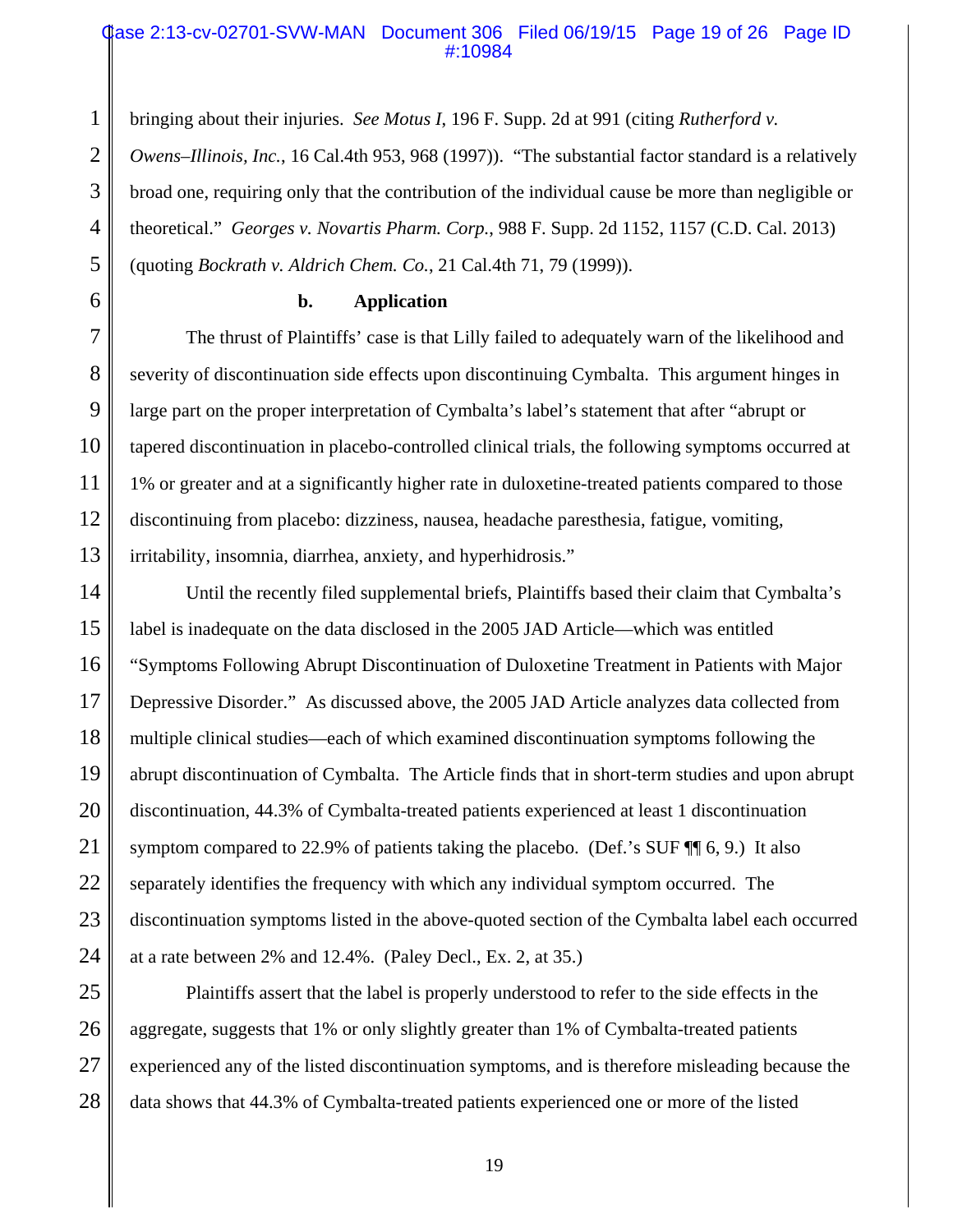bringing about their injuries. *See Motus I*, 196 F. Supp. 2d at 991 (citing *Rutherford v. Owens–Illinois, Inc.*, 16 Cal.4th 953, 968 (1997)). "The substantial factor standard is a relatively broad one, requiring only that the contribution of the individual cause be more than negligible or theoretical." *Georges v. Novartis Pharm. Corp.*, 988 F. Supp. 2d 1152, 1157 (C.D. Cal. 2013) (quoting *Bockrath v. Aldrich Chem. Co.*, 21 Cal.4th 71, 79 (1999)).

**b. Application**

The thrust of Plaintiffs' case is that Lilly failed to adequately warn of the likelihood and severity of discontinuation side effects upon discontinuing Cymbalta. This argument hinges in large part on the proper interpretation of Cymbalta's label's statement that after "abrupt or tapered discontinuation in placebo-controlled clinical trials, the following symptoms occurred at 1% or greater and at a significantly higher rate in duloxetine-treated patients compared to those discontinuing from placebo: dizziness, nausea, headache paresthesia, fatigue, vomiting, irritability, insomnia, diarrhea, anxiety, and hyperhidrosis."

Until the recently filed supplemental briefs, Plaintiffs based their claim that Cymbalta's label is inadequate on the data disclosed in the 2005 JAD Article—which was entitled "Symptoms Following Abrupt Discontinuation of Duloxetine Treatment in Patients with Major Depressive Disorder." As discussed above, the 2005 JAD Article analyzes data collected from multiple clinical studies—each of which examined discontinuation symptoms following the abrupt discontinuation of Cymbalta. The Article finds that in short-term studies and upon abrupt discontinuation, 44.3% of Cymbalta-treated patients experienced at least 1 discontinuation symptom compared to 22.9% of patients taking the placebo. (Def.'s SUF ¶¶ 6, 9.) It also separately identifies the frequency with which any individual symptom occurred. The discontinuation symptoms listed in the above-quoted section of the Cymbalta label each occurred at a rate between 2% and 12.4%. (Paley Decl., Ex. 2, at 35.)

Plaintiffs assert that the label is properly understood to refer to the side effects in the aggregate, suggests that 1% or only slightly greater than 1% of Cymbalta-treated patients experienced any of the listed discontinuation symptoms, and is therefore misleading because the data shows that 44.3% of Cymbalta-treated patients experienced one or more of the listed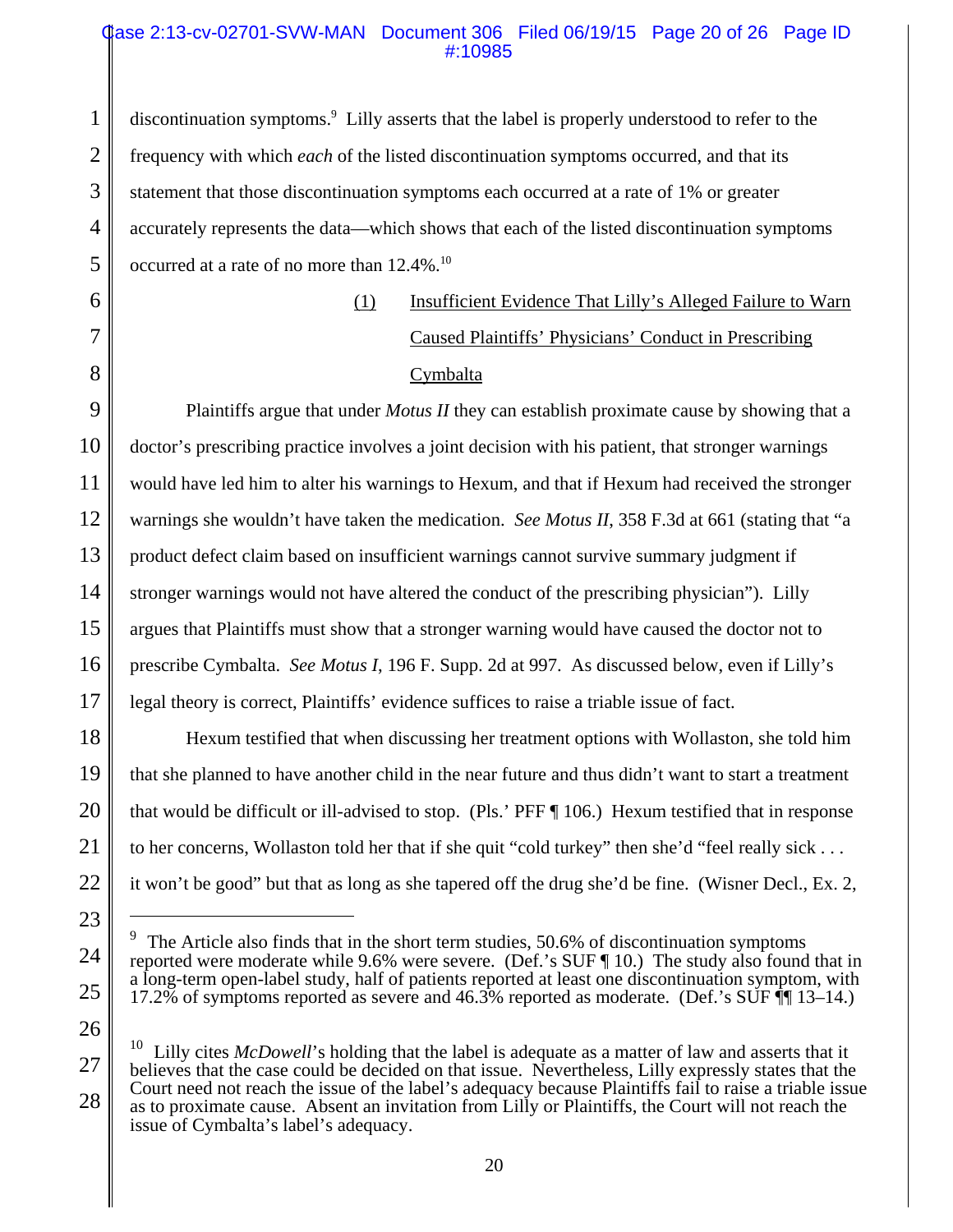discontinuation symptoms.[9] Lilly asserts that the label is properly understood to refer to the frequency with which *each* of the listed discontinuation symptoms occurred, and that its statement that those discontinuation symptoms each occurred at a rate of 1% or greater accurately represents the data—which shows that each of the listed discontinuation symptoms occurred at a rate of no more than 12.4%.[10]

(1) Insufficient Evidence That Lilly's Alleged Failure to Warn Caused Plaintiffs' Physicians' Conduct in Prescribing Cymbalta

Plaintiffs argue that under *Motus II* they can establish proximate cause by showing that a doctor's prescribing practice involves a joint decision with his patient, that stronger warnings would have led him to alter his warnings to Hexum, and that if Hexum had received the stronger warnings she wouldn't have taken the medication. *See Motus II*, 358 F.3d at 661 (stating that "a product defect claim based on insufficient warnings cannot survive summary judgment if stronger warnings would not have altered the conduct of the prescribing physician"). Lilly argues that Plaintiffs must show that a stronger warning would have caused the doctor not to prescribe Cymbalta. *See Motus I*, 196 F. Supp. 2d at 997. As discussed below, even if Lilly's legal theory is correct, Plaintiffs' evidence suffices to raise a triable issue of fact.

Hexum testified that when discussing her treatment options with Wollaston, she told him that she planned to have another child in the near future and thus didn't want to start a treatment that would be difficult or ill-advised to stop. (Pls.' PFF ¶ 106.) Hexum testified that in response to her concerns, Wollaston told her that if she quit "cold turkey" then she'd "feel really sick . . . it won't be good" but that as long as she tapered off the drug she'd be fine. (Wisner Decl., Ex. 2,

---

[9] The Article also finds that in the short term studies, 50.6% of discontinuation symptoms reported were moderate while 9.6% were severe. (Def.'s SUF ¶ 10.) The study also found that in a long-term open-label study, half of patients reported at least one discontinuation symptom, with 17.2% of symptoms reported as severe and 46.3% reported as moderate. (Def.'s SUF ¶¶ 13–14.)

[10] Lilly cites *McDowell*'s holding that the label is adequate as a matter of law and asserts that it believes that the case could be decided on that issue. Nevertheless, Lilly expressly states that the Court need not reach the issue of the label's adequacy because Plaintiffs fail to raise a triable issue as to proximate cause. Absent an invitation from Lilly or Plaintiffs, the Court will not reach the issue of Cymbalta's label's adequacy.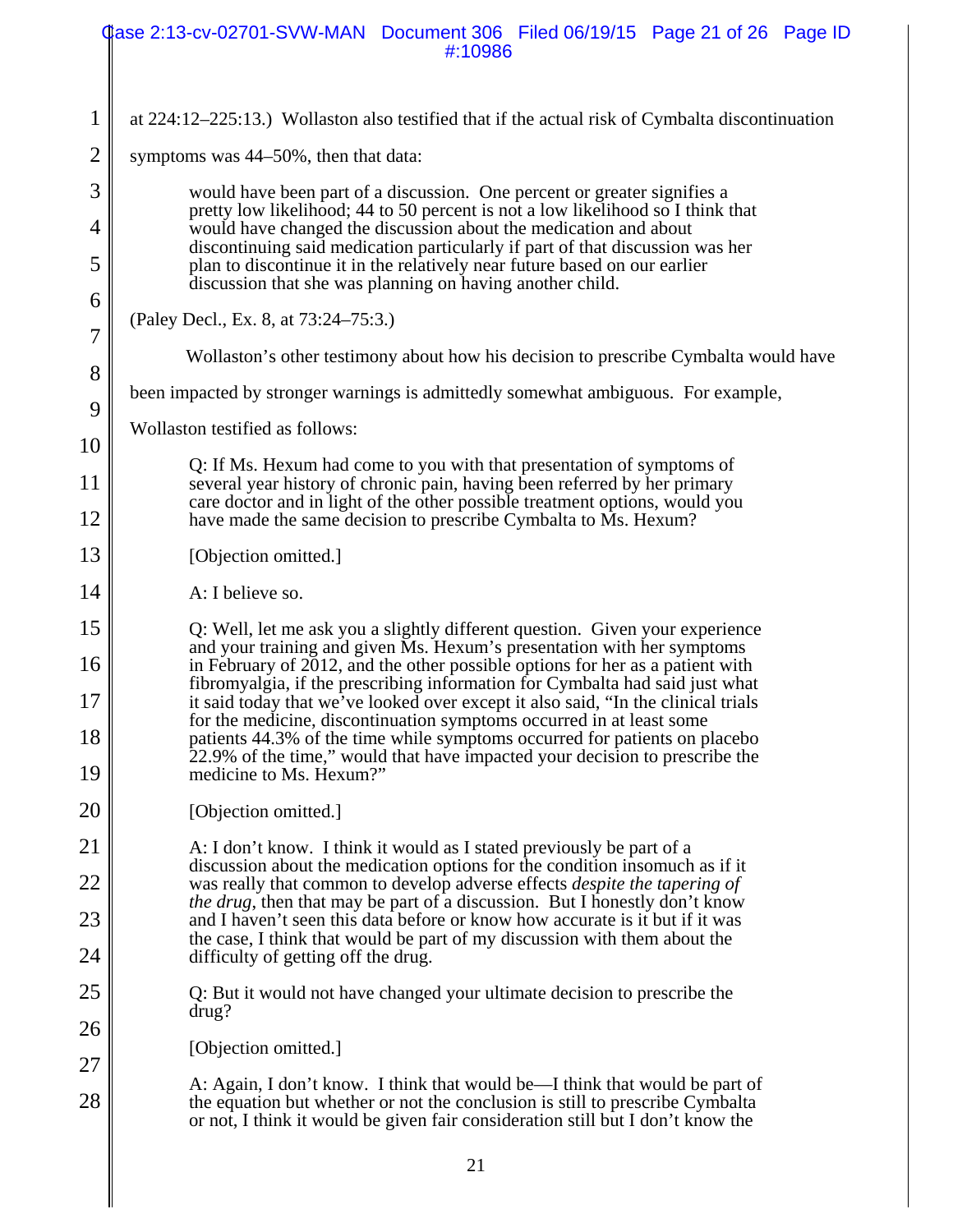at 224:12–225:13.) Wollaston also testified that if the actual risk of Cymbalta discontinuation symptoms was 44–50%, then that data:

> would have been part of a discussion. One percent or greater signifies a pretty low likelihood; 44 to 50 percent is not a low likelihood so I think that would have changed the discussion about the medication and about discontinuing said medication particularly if part of that discussion was her plan to discontinue it in the relatively near future based on our earlier discussion that she was planning on having another child.

(Paley Decl., Ex. 8, at 73:24–75:3.)

Wollaston's other testimony about how his decision to prescribe Cymbalta would have been impacted by stronger warnings is admittedly somewhat ambiguous. For example, Wollaston testified as follows:

> Q: If Ms. Hexum had come to you with that presentation of symptoms of several year history of chronic pain, having been referred by her primary care doctor and in light of the other possible treatment options, would you have made the same decision to prescribe Cymbalta to Ms. Hexum?
>
> [Objection omitted.]
>
> A: I believe so.
>
> Q: Well, let me ask you a slightly different question. Given your experience and your training and given Ms. Hexum's presentation with her symptoms in February of 2012, and the other possible options for her as a patient with fibromyalgia, if the prescribing information for Cymbalta had said just what it said today that we've looked over except it also said, "In the clinical trials for the medicine, discontinuation symptoms occurred in at least some patients 44.3% of the time while symptoms occurred for patients on placebo 22.9% of the time," would that have impacted your decision to prescribe the medicine to Ms. Hexum?"
>
> [Objection omitted.]
>
> A: I don't know. I think it would as I stated previously be part of a discussion about the medication options for the condition insomuch as if it was really that common to develop adverse effects *despite the tapering of the drug*, then that may be part of a discussion. But I honestly don't know and I haven't seen this data before or know how accurate is it but if it was the case, I think that would be part of my discussion with them about the difficulty of getting off the drug.
>
> Q: But it would not have changed your ultimate decision to prescribe the drug?
>
> [Objection omitted.]
>
> A: Again, I don't know. I think that would be—I think that would be part of the equation but whether or not the conclusion is still to prescribe Cymbalta or not, I think it would be given fair consideration still but I don't know the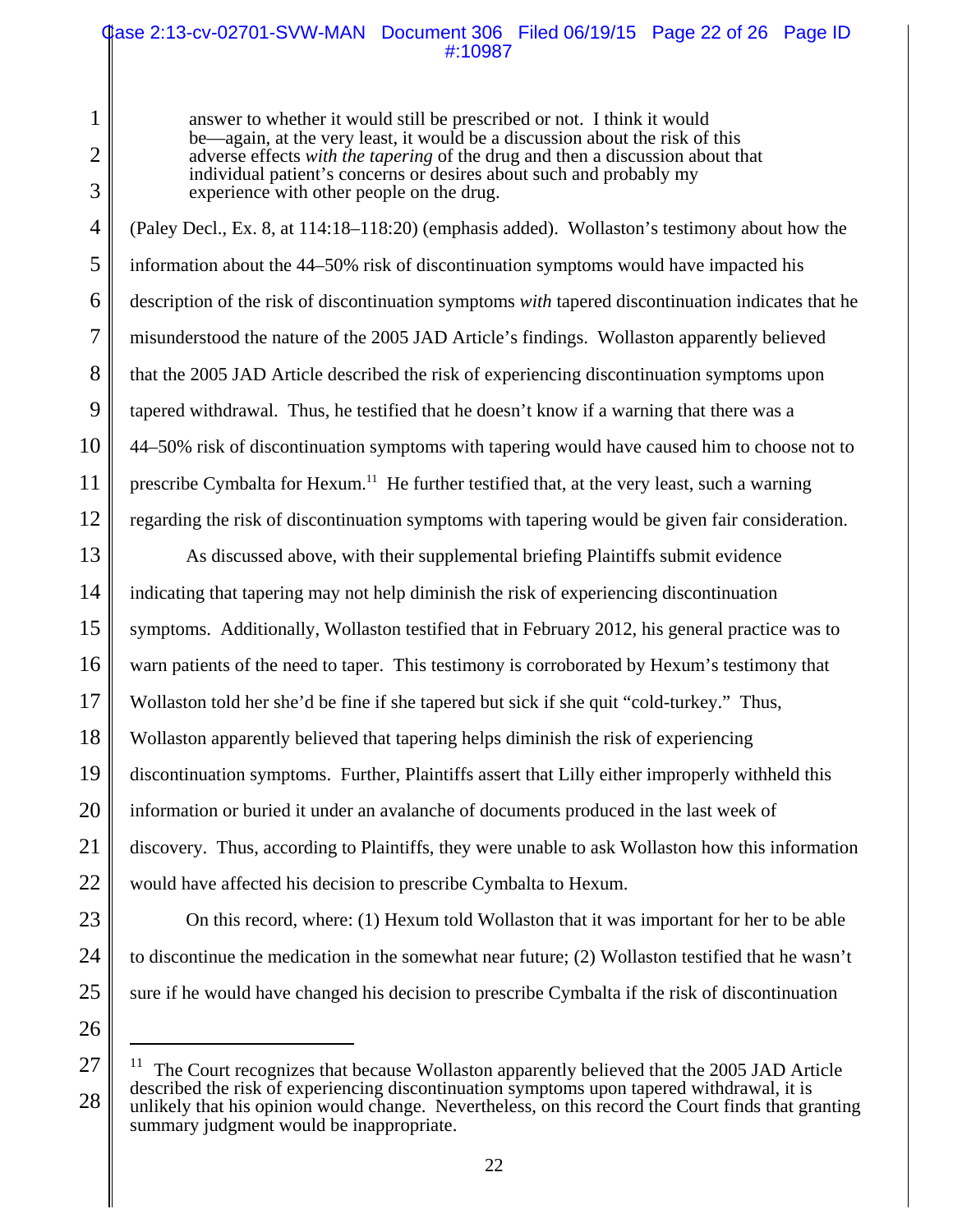> answer to whether it would still be prescribed or not. I think it would be—again, at the very least, it would be a discussion about the risk of this adverse effects *with the tapering* of the drug and then a discussion about that individual patient's concerns or desires about such and probably my experience with other people on the drug.

(Paley Decl., Ex. 8, at 114:18–118:20) (emphasis added). Wollaston's testimony about how the information about the 44–50% risk of discontinuation symptoms would have impacted his description of the risk of discontinuation symptoms *with* tapered discontinuation indicates that he misunderstood the nature of the 2005 JAD Article's findings. Wollaston apparently believed that the 2005 JAD Article described the risk of experiencing discontinuation symptoms upon tapered withdrawal. Thus, he testified that he doesn't know if a warning that there was a 44–50% risk of discontinuation symptoms with tapering would have caused him to choose not to prescribe Cymbalta for Hexum.[11] He further testified that, at the very least, such a warning regarding the risk of discontinuation symptoms with tapering would be given fair consideration.

As discussed above, with their supplemental briefing Plaintiffs submit evidence indicating that tapering may not help diminish the risk of experiencing discontinuation symptoms. Additionally, Wollaston testified that in February 2012, his general practice was to warn patients of the need to taper. This testimony is corroborated by Hexum's testimony that Wollaston told her she'd be fine if she tapered but sick if she quit "cold-turkey." Thus, Wollaston apparently believed that tapering helps diminish the risk of experiencing discontinuation symptoms. Further, Plaintiffs assert that Lilly either improperly withheld this information or buried it under an avalanche of documents produced in the last week of discovery. Thus, according to Plaintiffs, they were unable to ask Wollaston how this information would have affected his decision to prescribe Cymbalta to Hexum.

On this record, where: (1) Hexum told Wollaston that it was important for her to be able to discontinue the medication in the somewhat near future; (2) Wollaston testified that he wasn't sure if he would have changed his decision to prescribe Cymbalta if the risk of discontinuation

---

[11] The Court recognizes that because Wollaston apparently believed that the 2005 JAD Article described the risk of experiencing discontinuation symptoms upon tapered withdrawal, it is unlikely that his opinion would change. Nevertheless, on this record the Court finds that granting summary judgment would be inappropriate.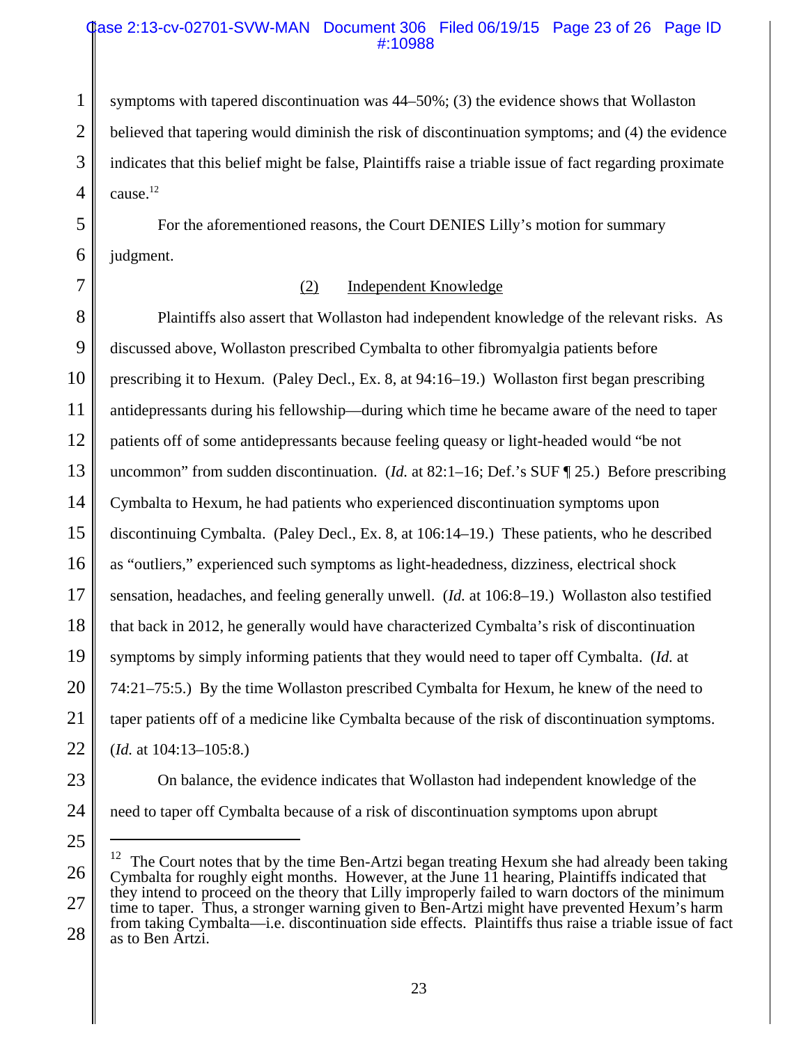symptoms with tapered discontinuation was 44–50%; (3) the evidence shows that Wollaston believed that tapering would diminish the risk of discontinuation symptoms; and (4) the evidence indicates that this belief might be false, Plaintiffs raise a triable issue of fact regarding proximate cause.[12]

For the aforementioned reasons, the Court DENIES Lilly's motion for summary judgment.

(2) Independent Knowledge

Plaintiffs also assert that Wollaston had independent knowledge of the relevant risks. As discussed above, Wollaston prescribed Cymbalta to other fibromyalgia patients before prescribing it to Hexum. (Paley Decl., Ex. 8, at 94:16–19.) Wollaston first began prescribing antidepressants during his fellowship—during which time he became aware of the need to taper patients off of some antidepressants because feeling queasy or light-headed would "be not uncommon" from sudden discontinuation. (*Id.* at 82:1–16; Def.'s SUF ¶ 25.) Before prescribing Cymbalta to Hexum, he had patients who experienced discontinuation symptoms upon discontinuing Cymbalta. (Paley Decl., Ex. 8, at 106:14–19.) These patients, who he described as "outliers," experienced such symptoms as light-headedness, dizziness, electrical shock sensation, headaches, and feeling generally unwell. (*Id.* at 106:8–19.) Wollaston also testified that back in 2012, he generally would have characterized Cymbalta's risk of discontinuation symptoms by simply informing patients that they would need to taper off Cymbalta. (*Id.* at 74:21–75:5.) By the time Wollaston prescribed Cymbalta for Hexum, he knew of the need to taper patients off of a medicine like Cymbalta because of the risk of discontinuation symptoms. (*Id.* at 104:13–105:8.)

On balance, the evidence indicates that Wollaston had independent knowledge of the need to taper off Cymbalta because of a risk of discontinuation symptoms upon abrupt

---

[12] The Court notes that by the time Ben-Artzi began treating Hexum she had already been taking Cymbalta for roughly eight months. However, at the June 11 hearing, Plaintiffs indicated that they intend to proceed on the theory that Lilly improperly failed to warn doctors of the minimum time to taper. Thus, a stronger warning given to Ben-Artzi might have prevented Hexum's harm from taking Cymbalta—i.e. discontinuation side effects. Plaintiffs thus raise a triable issue of fact as to Ben Artzi.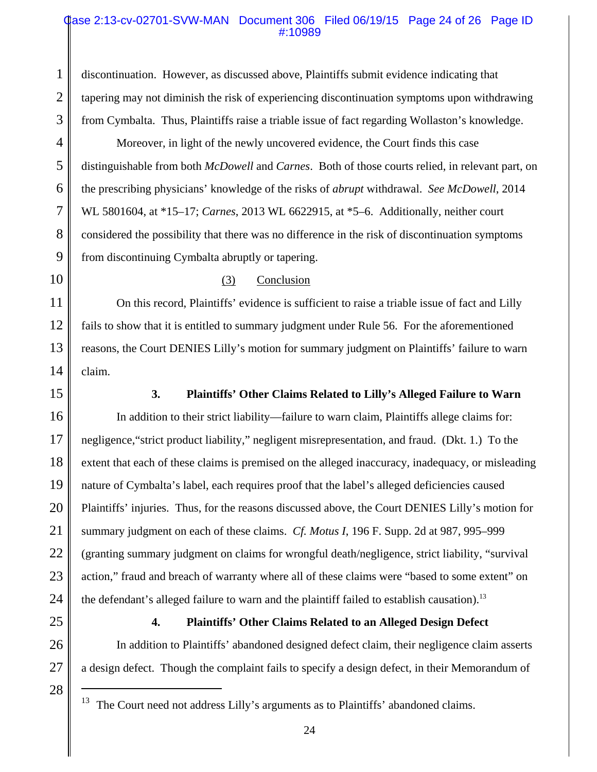discontinuation. However, as discussed above, Plaintiffs submit evidence indicating that tapering may not diminish the risk of experiencing discontinuation symptoms upon withdrawing from Cymbalta. Thus, Plaintiffs raise a triable issue of fact regarding Wollaston's knowledge.

Moreover, in light of the newly uncovered evidence, the Court finds this case distinguishable from both *McDowell* and *Carnes*. Both of those courts relied, in relevant part, on the prescribing physicians' knowledge of the risks of *abrupt* withdrawal. *See McDowell*, 2014 WL 5801604, at *15–17; *Carnes*, 2013 WL 6622915, at *5–6. Additionally, neither court considered the possibility that there was no difference in the risk of discontinuation symptoms from discontinuing Cymbalta abruptly or tapering.

(3) Conclusion

On this record, Plaintiffs' evidence is sufficient to raise a triable issue of fact and Lilly fails to show that it is entitled to summary judgment under Rule 56. For the aforementioned reasons, the Court DENIES Lilly's motion for summary judgment on Plaintiffs' failure to warn claim.

**3. Plaintiffs' Other Claims Related to Lilly's Alleged Failure to Warn**

In addition to their strict liability—failure to warn claim, Plaintiffs allege claims for: negligence,"strict product liability," negligent misrepresentation, and fraud. (Dkt. 1.) To the extent that each of these claims is premised on the alleged inaccuracy, inadequacy, or misleading nature of Cymbalta's label, each requires proof that the label's alleged deficiencies caused Plaintiffs' injuries. Thus, for the reasons discussed above, the Court DENIES Lilly's motion for summary judgment on each of these claims. *Cf. Motus I*, 196 F. Supp. 2d at 987, 995–999 (granting summary judgment on claims for wrongful death/negligence, strict liability, "survival action," fraud and breach of warranty where all of these claims were "based to some extent" on the defendant's alleged failure to warn and the plaintiff failed to establish causation).[13]

**4. Plaintiffs' Other Claims Related to an Alleged Design Defect**

In addition to Plaintiffs' abandoned designed defect claim, their negligence claim asserts a design defect. Though the complaint fails to specify a design defect, in their Memorandum of

[13] The Court need not address Lilly's arguments as to Plaintiffs' abandoned claims.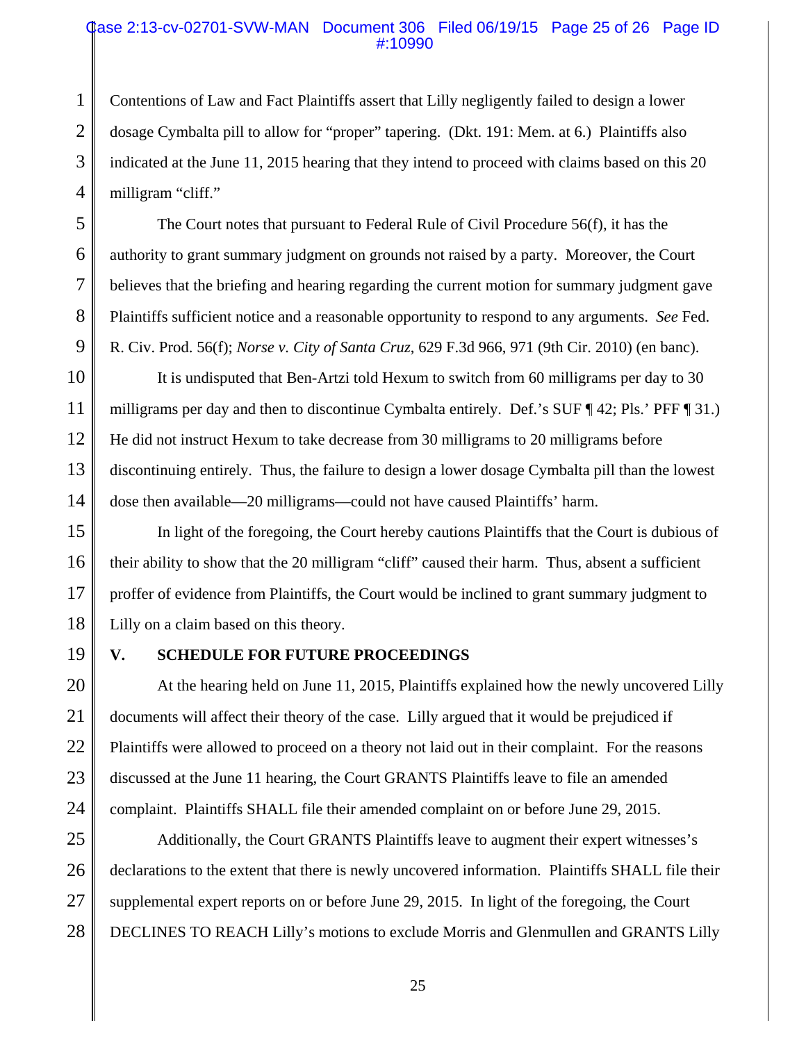Contentions of Law and Fact Plaintiffs assert that Lilly negligently failed to design a lower dosage Cymbalta pill to allow for "proper" tapering. (Dkt. 191: Mem. at 6.) Plaintiffs also indicated at the June 11, 2015 hearing that they intend to proceed with claims based on this 20 milligram "cliff."

The Court notes that pursuant to Federal Rule of Civil Procedure 56(f), it has the authority to grant summary judgment on grounds not raised by a party. Moreover, the Court believes that the briefing and hearing regarding the current motion for summary judgment gave Plaintiffs sufficient notice and a reasonable opportunity to respond to any arguments. *See* Fed. R. Civ. Prod. 56(f); *Norse v. City of Santa Cruz*, 629 F.3d 966, 971 (9th Cir. 2010) (en banc).

It is undisputed that Ben-Artzi told Hexum to switch from 60 milligrams per day to 30 milligrams per day and then to discontinue Cymbalta entirely. Def.'s SUF ¶ 42; Pls.' PFF ¶ 31.) He did not instruct Hexum to take decrease from 30 milligrams to 20 milligrams before discontinuing entirely. Thus, the failure to design a lower dosage Cymbalta pill than the lowest dose then available—20 milligrams—could not have caused Plaintiffs' harm.

In light of the foregoing, the Court hereby cautions Plaintiffs that the Court is dubious of their ability to show that the 20 milligram "cliff" caused their harm. Thus, absent a sufficient proffer of evidence from Plaintiffs, the Court would be inclined to grant summary judgment to Lilly on a claim based on this theory.

## V. SCHEDULE FOR FUTURE PROCEEDINGS

At the hearing held on June 11, 2015, Plaintiffs explained how the newly uncovered Lilly documents will affect their theory of the case. Lilly argued that it would be prejudiced if Plaintiffs were allowed to proceed on a theory not laid out in their complaint. For the reasons discussed at the June 11 hearing, the Court GRANTS Plaintiffs leave to file an amended complaint. Plaintiffs SHALL file their amended complaint on or before June 29, 2015.

Additionally, the Court GRANTS Plaintiffs leave to augment their expert witnesses's declarations to the extent that there is newly uncovered information. Plaintiffs SHALL file their supplemental expert reports on or before June 29, 2015. In light of the foregoing, the Court DECLINES TO REACH Lilly's motions to exclude Morris and Glenmullen and GRANTS Lilly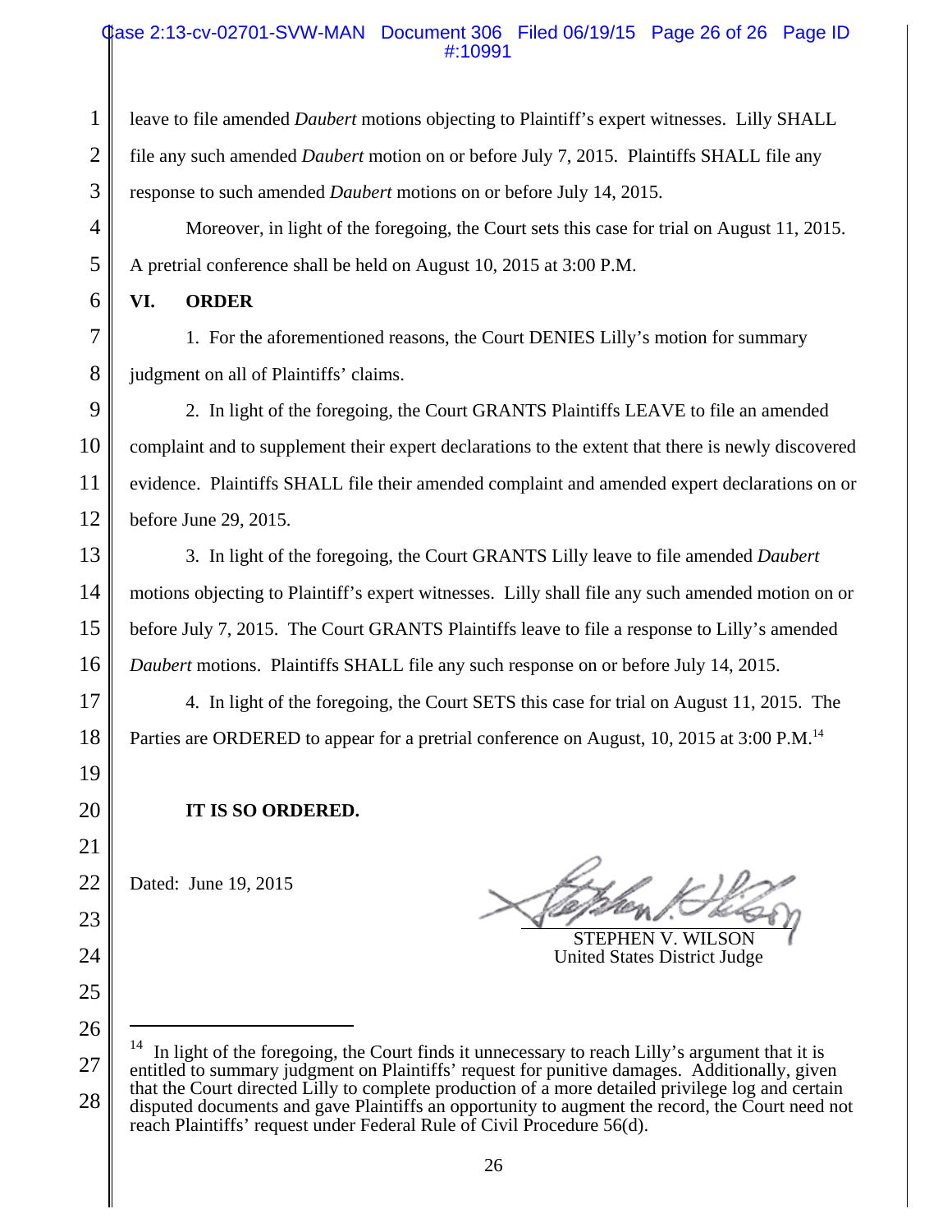leave to file amended *Daubert* motions objecting to Plaintiff's expert witnesses. Lilly SHALL file any such amended *Daubert* motion on or before July 7, 2015. Plaintiffs SHALL file any response to such amended *Daubert* motions on or before July 14, 2015.

Moreover, in light of the foregoing, the Court sets this case for trial on August 11, 2015. A pretrial conference shall be held on August 10, 2015 at 3:00 P.M.

## VI. ORDER

1. For the aforementioned reasons, the Court DENIES Lilly's motion for summary judgment on all of Plaintiffs' claims.

2. In light of the foregoing, the Court GRANTS Plaintiffs LEAVE to file an amended complaint and to supplement their expert declarations to the extent that there is newly discovered evidence. Plaintiffs SHALL file their amended complaint and amended expert declarations on or before June 29, 2015.

3. In light of the foregoing, the Court GRANTS Lilly leave to file amended *Daubert* motions objecting to Plaintiff's expert witnesses. Lilly shall file any such amended motion on or before July 7, 2015. The Court GRANTS Plaintiffs leave to file a response to Lilly's amended *Daubert* motions. Plaintiffs SHALL file any such response on or before July 14, 2015.

4. In light of the foregoing, the Court SETS this case for trial on August 11, 2015. The Parties are ORDERED to appear for a pretrial conference on August, 10, 2015 at 3:00 P.M.[14]

**IT IS SO ORDERED.**

Dated: June 19, 2015

STEPHEN V. WILSON
United States District Judge

---

[14] In light of the foregoing, the Court finds it unnecessary to reach Lilly's argument that it is entitled to summary judgment on Plaintiffs' request for punitive damages. Additionally, given that the Court directed Lilly to complete production of a more detailed privilege log and certain disputed documents and gave Plaintiffs an opportunity to augment the record, the Court need not reach Plaintiffs' request under Federal Rule of Civil Procedure 56(d).